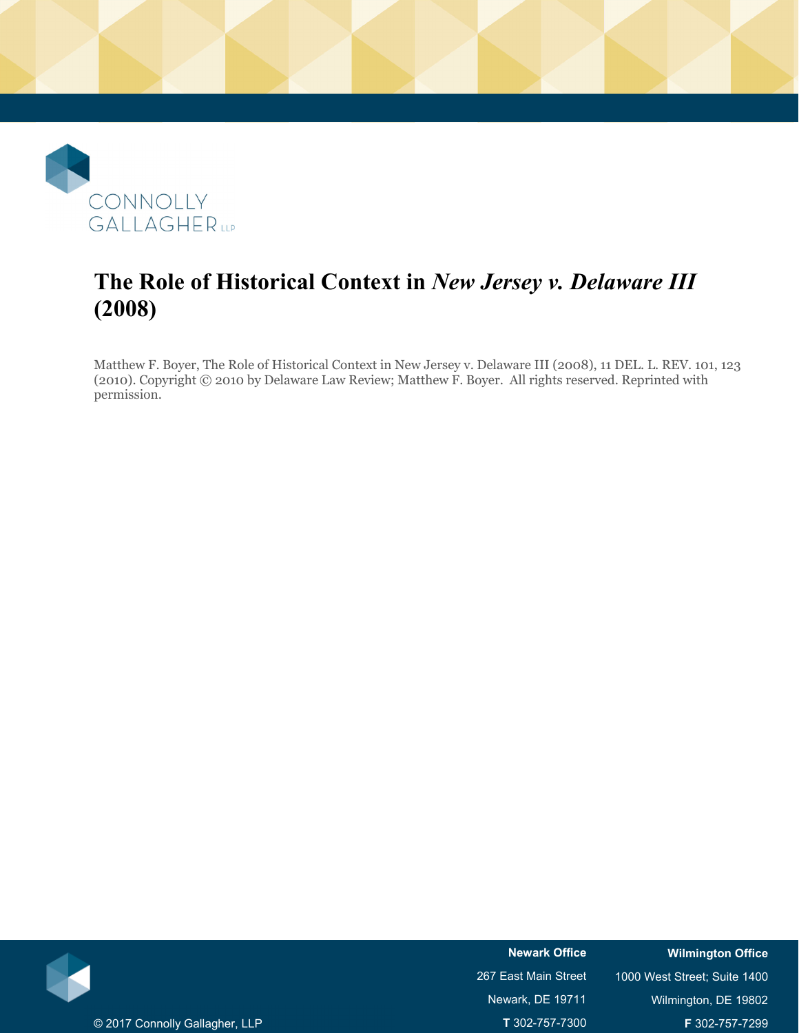CONNOLLY GALLAGHER LLP

# The Role of Historical Context in *New Jersey v. Delaware III* (2008)

Matthew F. Boyer, The Role of Historical Context in New Jersey v. Delaware III (2008), 11 DEL. L. REV. 101, 123 (2010). Copyright © 2010 by Delaware Law Review; Matthew F. Boyer. All rights reserved. Reprinted with permission.

© 2017 Connolly Gallagher, LLP

**Newark Office**
267 East Main Street
Newark, DE 19711
**T** 302-757-7300

**Wilmington Office**
1000 West Street; Suite 1400
Wilmington, DE 19802
**F** 302-757-7299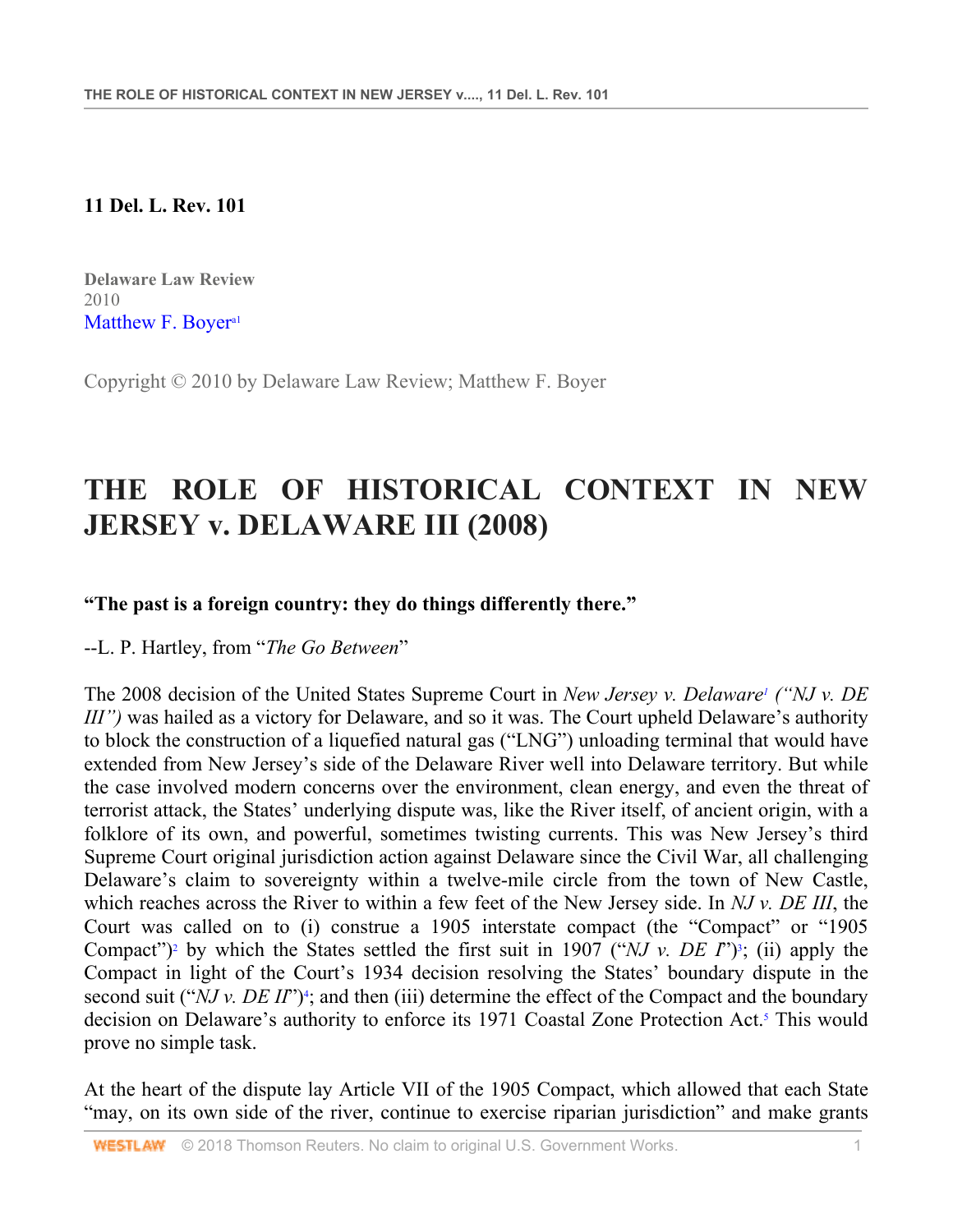**11 Del. L. Rev. 101**

**Delaware Law Review**
2010
Matthew F. Boyer[a1]

Copyright © 2010 by Delaware Law Review; Matthew F. Boyer

# THE ROLE OF HISTORICAL CONTEXT IN NEW JERSEY v. DELAWARE III (2008)

**"The past is a foreign country: they do things differently there."**

--L. P. Hartley, from "*The Go Between*"

The 2008 decision of the United States Supreme Court in *New Jersey v. Delaware*[1] *("NJ v. DE III")* was hailed as a victory for Delaware, and so it was. The Court upheld Delaware's authority to block the construction of a liquefied natural gas ("LNG") unloading terminal that would have extended from New Jersey's side of the Delaware River well into Delaware territory. But while the case involved modern concerns over the environment, clean energy, and even the threat of terrorist attack, the States' underlying dispute was, like the River itself, of ancient origin, with a folklore of its own, and powerful, sometimes twisting currents. This was New Jersey's third Supreme Court original jurisdiction action against Delaware since the Civil War, all challenging Delaware's claim to sovereignty within a twelve-mile circle from the town of New Castle, which reaches across the River to within a few feet of the New Jersey side. In *NJ v. DE III*, the Court was called on to (i) construe a 1905 interstate compact (the "Compact" or "1905 Compact")[2] by which the States settled the first suit in 1907 ("*NJ v. DE I*")[3]; (ii) apply the Compact in light of the Court's 1934 decision resolving the States' boundary dispute in the second suit ("*NJ v. DE II*")[4]; and then (iii) determine the effect of the Compact and the boundary decision on Delaware's authority to enforce its 1971 Coastal Zone Protection Act.[5] This would prove no simple task.

At the heart of the dispute lay Article VII of the 1905 Compact, which allowed that each State "may, on its own side of the river, continue to exercise riparian jurisdiction" and make grants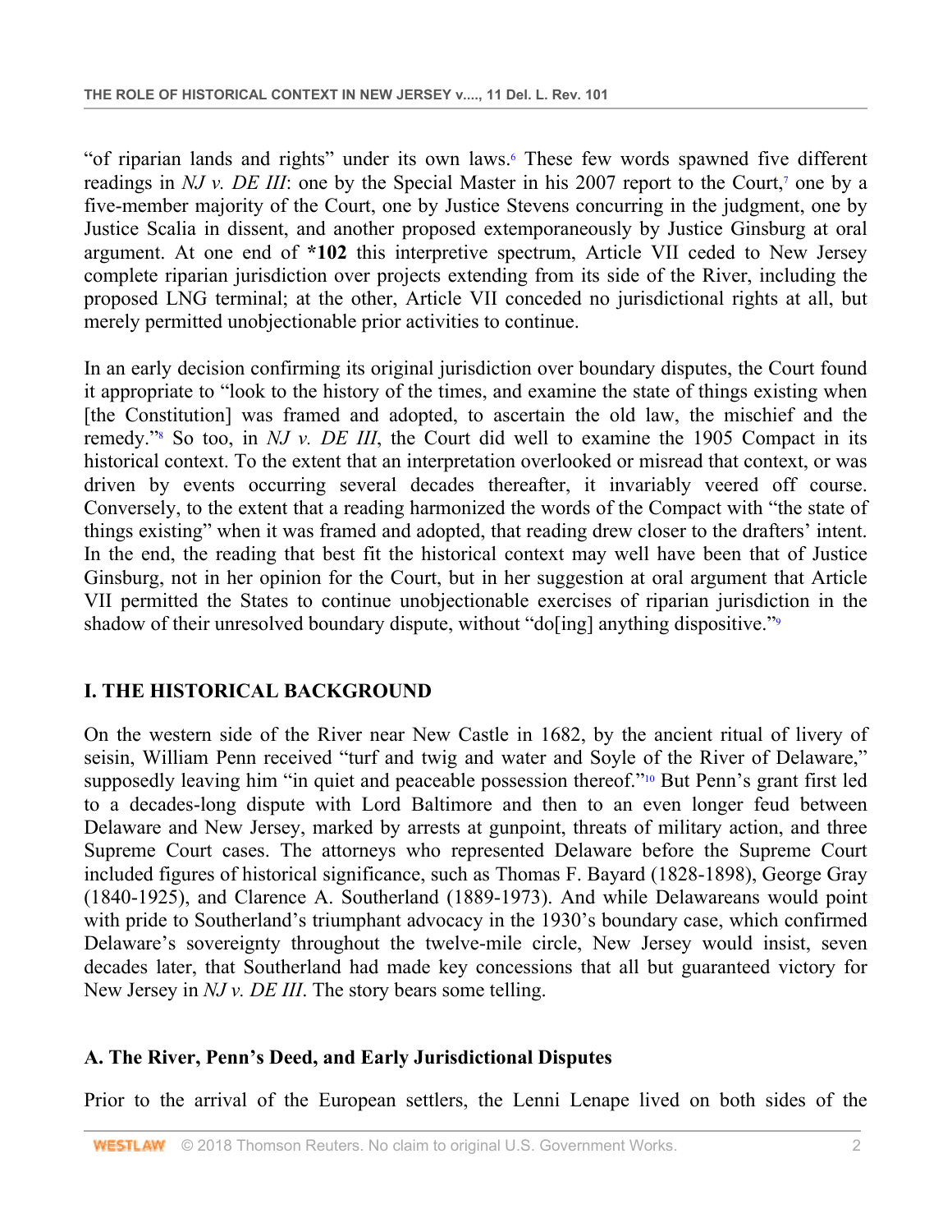"of riparian lands and rights" under its own laws.[6] These few words spawned five different readings in *NJ v. DE III*: one by the Special Master in his 2007 report to the Court,[7] one by a five-member majority of the Court, one by Justice Stevens concurring in the judgment, one by Justice Scalia in dissent, and another proposed extemporaneously by Justice Ginsburg at oral argument. At one end of **\*102** this interpretive spectrum, Article VII ceded to New Jersey complete riparian jurisdiction over projects extending from its side of the River, including the proposed LNG terminal; at the other, Article VII conceded no jurisdictional rights at all, but merely permitted unobjectionable prior activities to continue.

In an early decision confirming its original jurisdiction over boundary disputes, the Court found it appropriate to "look to the history of the times, and examine the state of things existing when [the Constitution] was framed and adopted, to ascertain the old law, the mischief and the remedy."[8] So too, in *NJ v. DE III*, the Court did well to examine the 1905 Compact in its historical context. To the extent that an interpretation overlooked or misread that context, or was driven by events occurring several decades thereafter, it invariably veered off course. Conversely, to the extent that a reading harmonized the words of the Compact with "the state of things existing" when it was framed and adopted, that reading drew closer to the drafters' intent. In the end, the reading that best fit the historical context may well have been that of Justice Ginsburg, not in her opinion for the Court, but in her suggestion at oral argument that Article VII permitted the States to continue unobjectionable exercises of riparian jurisdiction in the shadow of their unresolved boundary dispute, without "do[ing] anything dispositive."[9]

## I. THE HISTORICAL BACKGROUND

On the western side of the River near New Castle in 1682, by the ancient ritual of livery of seisin, William Penn received "turf and twig and water and Soyle of the River of Delaware," supposedly leaving him "in quiet and peaceable possession thereof."[10] But Penn's grant first led to a decades-long dispute with Lord Baltimore and then to an even longer feud between Delaware and New Jersey, marked by arrests at gunpoint, threats of military action, and three Supreme Court cases. The attorneys who represented Delaware before the Supreme Court included figures of historical significance, such as Thomas F. Bayard (1828-1898), George Gray (1840-1925), and Clarence A. Southerland (1889-1973). And while Delawareans would point with pride to Southerland's triumphant advocacy in the 1930's boundary case, which confirmed Delaware's sovereignty throughout the twelve-mile circle, New Jersey would insist, seven decades later, that Southerland had made key concessions that all but guaranteed victory for New Jersey in *NJ v. DE III*. The story bears some telling.

### A. The River, Penn's Deed, and Early Jurisdictional Disputes

Prior to the arrival of the European settlers, the Lenni Lenape lived on both sides of the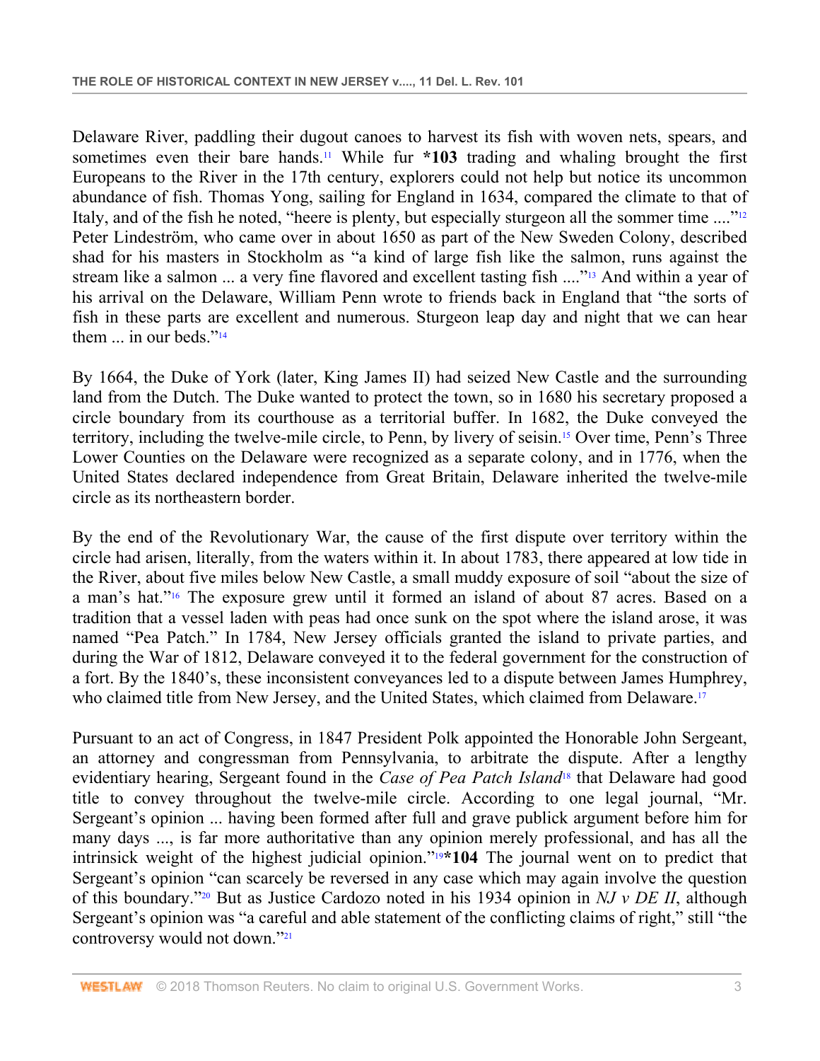Delaware River, paddling their dugout canoes to harvest its fish with woven nets, spears, and sometimes even their bare hands.[11] While fur **\*103** trading and whaling brought the first Europeans to the River in the 17th century, explorers could not help but notice its uncommon abundance of fish. Thomas Yong, sailing for England in 1634, compared the climate to that of Italy, and of the fish he noted, "heere is plenty, but especially sturgeon all the sommer time ...."[12] Peter Lindeström, who came over in about 1650 as part of the New Sweden Colony, described shad for his masters in Stockholm as "a kind of large fish like the salmon, runs against the stream like a salmon ... a very fine flavored and excellent tasting fish ...."[13] And within a year of his arrival on the Delaware, William Penn wrote to friends back in England that "the sorts of fish in these parts are excellent and numerous. Sturgeon leap day and night that we can hear them ... in our beds."[14]

By 1664, the Duke of York (later, King James II) had seized New Castle and the surrounding land from the Dutch. The Duke wanted to protect the town, so in 1680 his secretary proposed a circle boundary from its courthouse as a territorial buffer. In 1682, the Duke conveyed the territory, including the twelve-mile circle, to Penn, by livery of seisin.[15] Over time, Penn's Three Lower Counties on the Delaware were recognized as a separate colony, and in 1776, when the United States declared independence from Great Britain, Delaware inherited the twelve-mile circle as its northeastern border.

By the end of the Revolutionary War, the cause of the first dispute over territory within the circle had arisen, literally, from the waters within it. In about 1783, there appeared at low tide in the River, about five miles below New Castle, a small muddy exposure of soil "about the size of a man's hat."[16] The exposure grew until it formed an island of about 87 acres. Based on a tradition that a vessel laden with peas had once sunk on the spot where the island arose, it was named "Pea Patch." In 1784, New Jersey officials granted the island to private parties, and during the War of 1812, Delaware conveyed it to the federal government for the construction of a fort. By the 1840's, these inconsistent conveyances led to a dispute between James Humphrey, who claimed title from New Jersey, and the United States, which claimed from Delaware.[17]

Pursuant to an act of Congress, in 1847 President Polk appointed the Honorable John Sergeant, an attorney and congressman from Pennsylvania, to arbitrate the dispute. After a lengthy evidentiary hearing, Sergeant found in the *Case of Pea Patch Island*[18] that Delaware had good title to convey throughout the twelve-mile circle. According to one legal journal, "Mr. Sergeant's opinion ... having been formed after full and grave publick argument before him for many days ..., is far more authoritative than any opinion merely professional, and has all the intrinsick weight of the highest judicial opinion."[19]**\*104** The journal went on to predict that Sergeant's opinion "can scarcely be reversed in any case which may again involve the question of this boundary."[20] But as Justice Cardozo noted in his 1934 opinion in *NJ v DE II*, although Sergeant's opinion was "a careful and able statement of the conflicting claims of right," still "the controversy would not down."[21]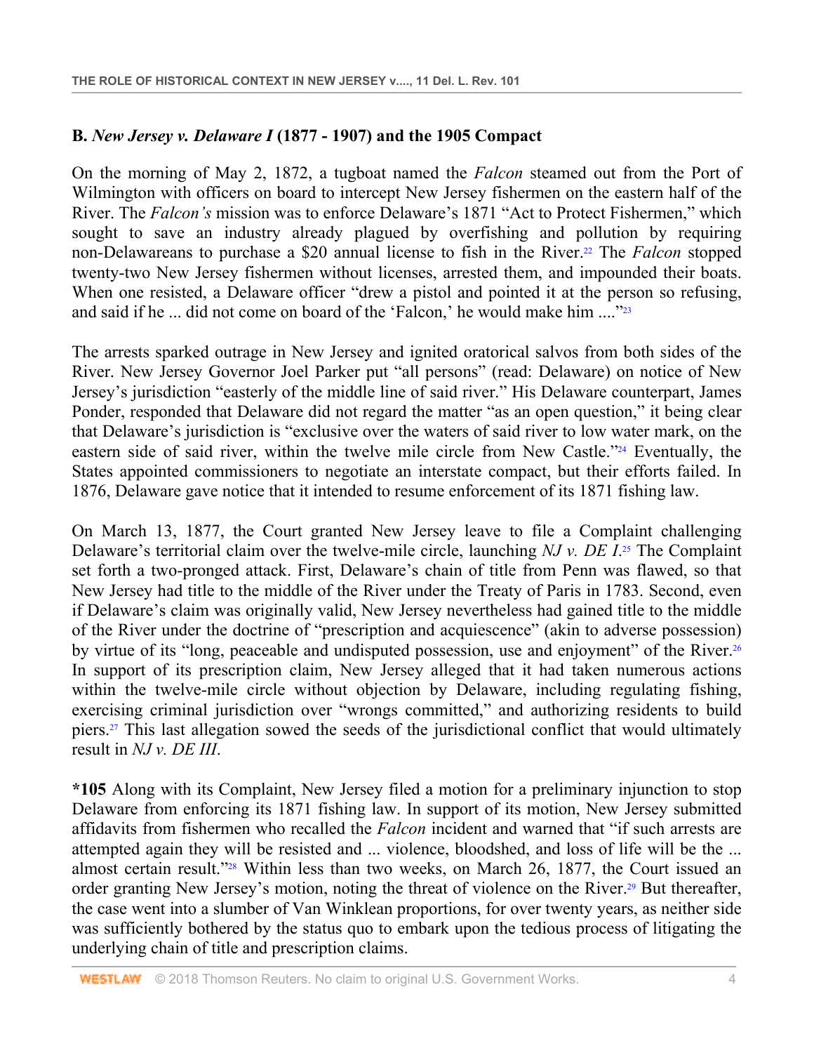### B. *New Jersey v. Delaware I* (1877 - 1907) and the 1905 Compact

On the morning of May 2, 1872, a tugboat named the *Falcon* steamed out from the Port of Wilmington with officers on board to intercept New Jersey fishermen on the eastern half of the River. The *Falcon's* mission was to enforce Delaware's 1871 "Act to Protect Fishermen," which sought to save an industry already plagued by overfishing and pollution by requiring non-Delawareans to purchase a $20 annual license to fish in the River.[22] The *Falcon* stopped twenty-two New Jersey fishermen without licenses, arrested them, and impounded their boats. When one resisted, a Delaware officer "drew a pistol and pointed it at the person so refusing, and said if he ... did not come on board of the 'Falcon,' he would make him ...."[23]

The arrests sparked outrage in New Jersey and ignited oratorical salvos from both sides of the River. New Jersey Governor Joel Parker put "all persons" (read: Delaware) on notice of New Jersey's jurisdiction "easterly of the middle line of said river." His Delaware counterpart, James Ponder, responded that Delaware did not regard the matter "as an open question," it being clear that Delaware's jurisdiction is "exclusive over the waters of said river to low water mark, on the eastern side of said river, within the twelve mile circle from New Castle."[24] Eventually, the States appointed commissioners to negotiate an interstate compact, but their efforts failed. In 1876, Delaware gave notice that it intended to resume enforcement of its 1871 fishing law.

On March 13, 1877, the Court granted New Jersey leave to file a Complaint challenging Delaware's territorial claim over the twelve-mile circle, launching *NJ v. DE I*.[25] The Complaint set forth a two-pronged attack. First, Delaware's chain of title from Penn was flawed, so that New Jersey had title to the middle of the River under the Treaty of Paris in 1783. Second, even if Delaware's claim was originally valid, New Jersey nevertheless had gained title to the middle of the River under the doctrine of "prescription and acquiescence" (akin to adverse possession) by virtue of its "long, peaceable and undisputed possession, use and enjoyment" of the River.[26] In support of its prescription claim, New Jersey alleged that it had taken numerous actions within the twelve-mile circle without objection by Delaware, including regulating fishing, exercising criminal jurisdiction over "wrongs committed," and authorizing residents to build piers.[27] This last allegation sowed the seeds of the jurisdictional conflict that would ultimately result in *NJ v. DE III*.

**\*105** Along with its Complaint, New Jersey filed a motion for a preliminary injunction to stop Delaware from enforcing its 1871 fishing law. In support of its motion, New Jersey submitted affidavits from fishermen who recalled the *Falcon* incident and warned that "if such arrests are attempted again they will be resisted and ... violence, bloodshed, and loss of life will be the ... almost certain result."[28] Within less than two weeks, on March 26, 1877, the Court issued an order granting New Jersey's motion, noting the threat of violence on the River.[29] But thereafter, the case went into a slumber of Van Winklean proportions, for over twenty years, as neither side was sufficiently bothered by the status quo to embark upon the tedious process of litigating the underlying chain of title and prescription claims.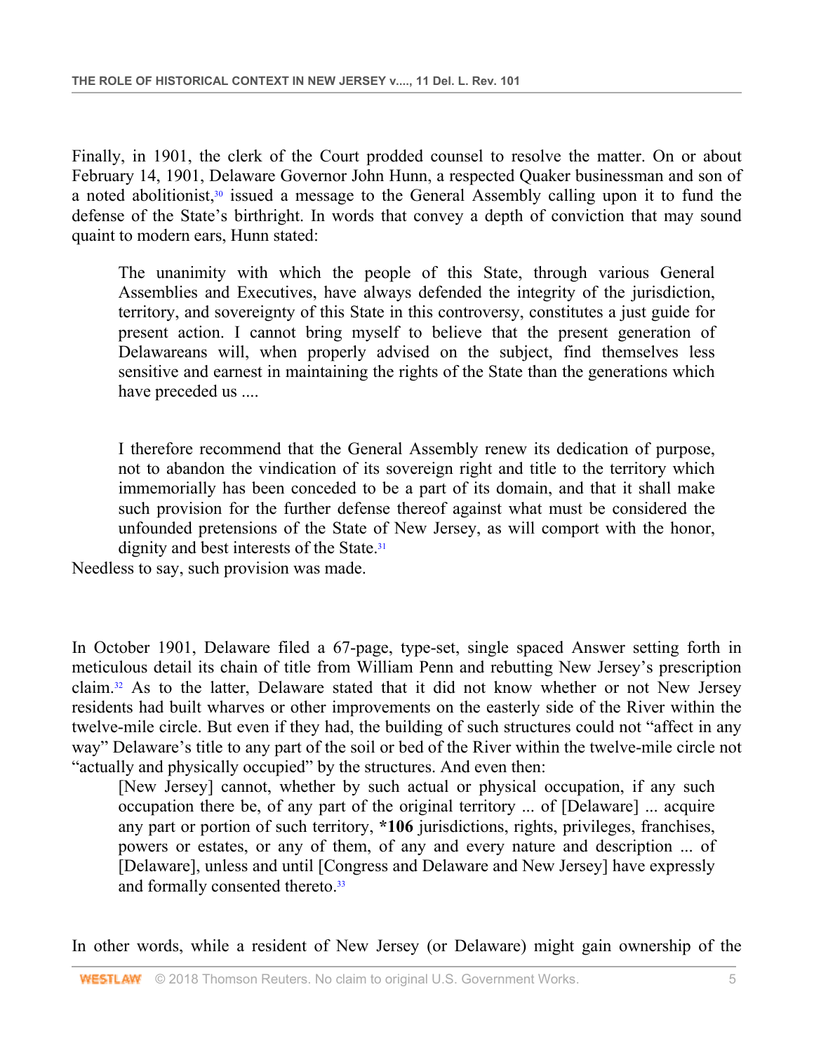Finally, in 1901, the clerk of the Court prodded counsel to resolve the matter. On or about February 14, 1901, Delaware Governor John Hunn, a respected Quaker businessman and son of a noted abolitionist,[30] issued a message to the General Assembly calling upon it to fund the defense of the State's birthright. In words that convey a depth of conviction that may sound quaint to modern ears, Hunn stated:

> The unanimity with which the people of this State, through various General Assemblies and Executives, have always defended the integrity of the jurisdiction, territory, and sovereignty of this State in this controversy, constitutes a just guide for present action. I cannot bring myself to believe that the present generation of Delawareans will, when properly advised on the subject, find themselves less sensitive and earnest in maintaining the rights of the State than the generations which have preceded us ....
>
> I therefore recommend that the General Assembly renew its dedication of purpose, not to abandon the vindication of its sovereign right and title to the territory which immemorially has been conceded to be a part of its domain, and that it shall make such provision for the further defense thereof against what must be considered the unfounded pretensions of the State of New Jersey, as will comport with the honor, dignity and best interests of the State.[31]

Needless to say, such provision was made.

In October 1901, Delaware filed a 67-page, type-set, single spaced Answer setting forth in meticulous detail its chain of title from William Penn and rebutting New Jersey's prescription claim.[32] As to the latter, Delaware stated that it did not know whether or not New Jersey residents had built wharves or other improvements on the easterly side of the River within the twelve-mile circle. But even if they had, the building of such structures could not "affect in any way" Delaware's title to any part of the soil or bed of the River within the twelve-mile circle not "actually and physically occupied" by the structures. And even then:

> [New Jersey] cannot, whether by such actual or physical occupation, if any such occupation there be, of any part of the original territory ... of [Delaware] ... acquire any part or portion of such territory, **\*106** jurisdictions, rights, privileges, franchises, powers or estates, or any of them, of any and every nature and description ... of [Delaware], unless and until [Congress and Delaware and New Jersey] have expressly and formally consented thereto.[33]

In other words, while a resident of New Jersey (or Delaware) might gain ownership of the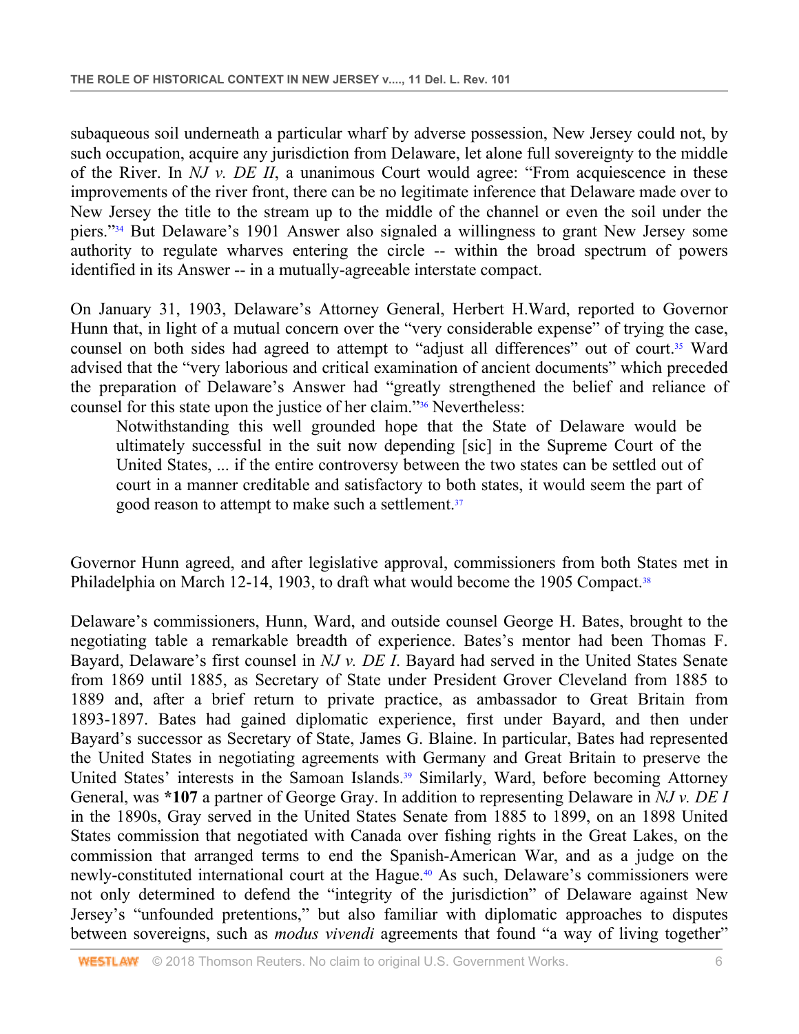subaqueous soil underneath a particular wharf by adverse possession, New Jersey could not, by such occupation, acquire any jurisdiction from Delaware, let alone full sovereignty to the middle of the River. In *NJ v. DE II*, a unanimous Court would agree: "From acquiescence in these improvements of the river front, there can be no legitimate inference that Delaware made over to New Jersey the title to the stream up to the middle of the channel or even the soil under the piers."[34] But Delaware's 1901 Answer also signaled a willingness to grant New Jersey some authority to regulate wharves entering the circle -- within the broad spectrum of powers identified in its Answer -- in a mutually-agreeable interstate compact.

On January 31, 1903, Delaware's Attorney General, Herbert H.Ward, reported to Governor Hunn that, in light of a mutual concern over the "very considerable expense" of trying the case, counsel on both sides had agreed to attempt to "adjust all differences" out of court.[35] Ward advised that the "very laborious and critical examination of ancient documents" which preceded the preparation of Delaware's Answer had "greatly strengthened the belief and reliance of counsel for this state upon the justice of her claim."[36] Nevertheless:

> Notwithstanding this well grounded hope that the State of Delaware would be ultimately successful in the suit now depending [sic] in the Supreme Court of the United States, ... if the entire controversy between the two states can be settled out of court in a manner creditable and satisfactory to both states, it would seem the part of good reason to attempt to make such a settlement.[37]

Governor Hunn agreed, and after legislative approval, commissioners from both States met in Philadelphia on March 12-14, 1903, to draft what would become the 1905 Compact.[38]

Delaware's commissioners, Hunn, Ward, and outside counsel George H. Bates, brought to the negotiating table a remarkable breadth of experience. Bates's mentor had been Thomas F. Bayard, Delaware's first counsel in *NJ v. DE I*. Bayard had served in the United States Senate from 1869 until 1885, as Secretary of State under President Grover Cleveland from 1885 to 1889 and, after a brief return to private practice, as ambassador to Great Britain from 1893-1897. Bates had gained diplomatic experience, first under Bayard, and then under Bayard's successor as Secretary of State, James G. Blaine. In particular, Bates had represented the United States in negotiating agreements with Germany and Great Britain to preserve the United States' interests in the Samoan Islands.[39] Similarly, Ward, before becoming Attorney General, was **\*107** a partner of George Gray. In addition to representing Delaware in *NJ v. DE I* in the 1890s, Gray served in the United States Senate from 1885 to 1899, on an 1898 United States commission that negotiated with Canada over fishing rights in the Great Lakes, on the commission that arranged terms to end the Spanish-American War, and as a judge on the newly-constituted international court at the Hague.[40] As such, Delaware's commissioners were not only determined to defend the "integrity of the jurisdiction" of Delaware against New Jersey's "unfounded pretentions," but also familiar with diplomatic approaches to disputes between sovereigns, such as *modus vivendi* agreements that found "a way of living together"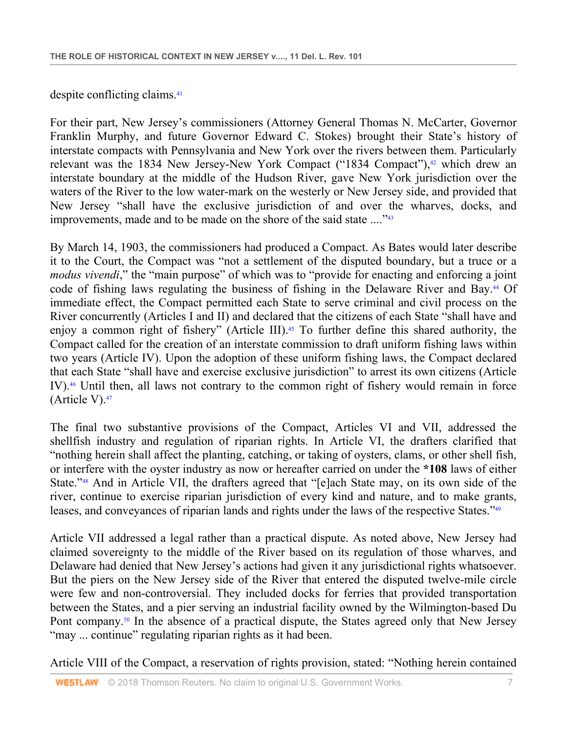despite conflicting claims.[41]

For their part, New Jersey's commissioners (Attorney General Thomas N. McCarter, Governor Franklin Murphy, and future Governor Edward C. Stokes) brought their State's history of interstate compacts with Pennsylvania and New York over the rivers between them. Particularly relevant was the 1834 New Jersey-New York Compact ("1834 Compact"),[42] which drew an interstate boundary at the middle of the Hudson River, gave New York jurisdiction over the waters of the River to the low water-mark on the westerly or New Jersey side, and provided that New Jersey "shall have the exclusive jurisdiction of and over the wharves, docks, and improvements, made and to be made on the shore of the said state ...."[43]

By March 14, 1903, the commissioners had produced a Compact. As Bates would later describe it to the Court, the Compact was "not a settlement of the disputed boundary, but a truce or a *modus vivendi*," the "main purpose" of which was to "provide for enacting and enforcing a joint code of fishing laws regulating the business of fishing in the Delaware River and Bay.[44] Of immediate effect, the Compact permitted each State to serve criminal and civil process on the River concurrently (Articles I and II) and declared that the citizens of each State "shall have and enjoy a common right of fishery" (Article III).[45] To further define this shared authority, the Compact called for the creation of an interstate commission to draft uniform fishing laws within two years (Article IV). Upon the adoption of these uniform fishing laws, the Compact declared that each State "shall have and exercise exclusive jurisdiction" to arrest its own citizens (Article IV).[46] Until then, all laws not contrary to the common right of fishery would remain in force (Article V).[47]

The final two substantive provisions of the Compact, Articles VI and VII, addressed the shellfish industry and regulation of riparian rights. In Article VI, the drafters clarified that "nothing herein shall affect the planting, catching, or taking of oysters, clams, or other shell fish, or interfere with the oyster industry as now or hereafter carried on under the **\*108** laws of either State."[48] And in Article VII, the drafters agreed that "[e]ach State may, on its own side of the river, continue to exercise riparian jurisdiction of every kind and nature, and to make grants, leases, and conveyances of riparian lands and rights under the laws of the respective States."[49]

Article VII addressed a legal rather than a practical dispute. As noted above, New Jersey had claimed sovereignty to the middle of the River based on its regulation of those wharves, and Delaware had denied that New Jersey's actions had given it any jurisdictional rights whatsoever. But the piers on the New Jersey side of the River that entered the disputed twelve-mile circle were few and non-controversial. They included docks for ferries that provided transportation between the States, and a pier serving an industrial facility owned by the Wilmington-based Du Pont company.[50] In the absence of a practical dispute, the States agreed only that New Jersey "may ... continue" regulating riparian rights as it had been.

Article VIII of the Compact, a reservation of rights provision, stated: "Nothing herein contained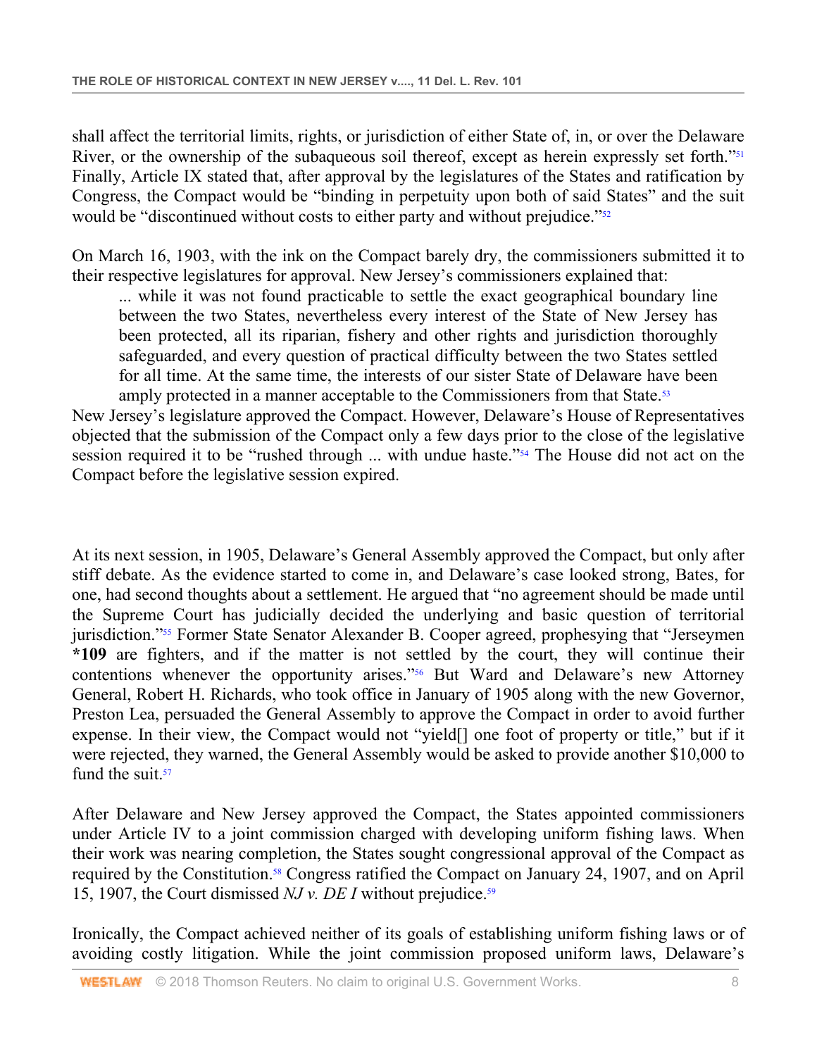shall affect the territorial limits, rights, or jurisdiction of either State of, in, or over the Delaware River, or the ownership of the subaqueous soil thereof, except as herein expressly set forth."[51] Finally, Article IX stated that, after approval by the legislatures of the States and ratification by Congress, the Compact would be "binding in perpetuity upon both of said States" and the suit would be "discontinued without costs to either party and without prejudice."[52]

On March 16, 1903, with the ink on the Compact barely dry, the commissioners submitted it to their respective legislatures for approval. New Jersey's commissioners explained that:

> ... while it was not found practicable to settle the exact geographical boundary line between the two States, nevertheless every interest of the State of New Jersey has been protected, all its riparian, fishery and other rights and jurisdiction thoroughly safeguarded, and every question of practical difficulty between the two States settled for all time. At the same time, the interests of our sister State of Delaware have been amply protected in a manner acceptable to the Commissioners from that State.[53]

New Jersey's legislature approved the Compact. However, Delaware's House of Representatives objected that the submission of the Compact only a few days prior to the close of the legislative session required it to be "rushed through ... with undue haste."[54] The House did not act on the Compact before the legislative session expired.

At its next session, in 1905, Delaware's General Assembly approved the Compact, but only after stiff debate. As the evidence started to come in, and Delaware's case looked strong, Bates, for one, had second thoughts about a settlement. He argued that "no agreement should be made until the Supreme Court has judicially decided the underlying and basic question of territorial jurisdiction."[55] Former State Senator Alexander B. Cooper agreed, prophesying that "Jerseymen **\*109** are fighters, and if the matter is not settled by the court, they will continue their contentions whenever the opportunity arises."[56] But Ward and Delaware's new Attorney General, Robert H. Richards, who took office in January of 1905 along with the new Governor, Preston Lea, persuaded the General Assembly to approve the Compact in order to avoid further expense. In their view, the Compact would not "yield[] one foot of property or title," but if it were rejected, they warned, the General Assembly would be asked to provide another $10,000 to fund the suit.[57]

After Delaware and New Jersey approved the Compact, the States appointed commissioners under Article IV to a joint commission charged with developing uniform fishing laws. When their work was nearing completion, the States sought congressional approval of the Compact as required by the Constitution.[58] Congress ratified the Compact on January 24, 1907, and on April 15, 1907, the Court dismissed *NJ v. DE I* without prejudice.[59]

Ironically, the Compact achieved neither of its goals of establishing uniform fishing laws or of avoiding costly litigation. While the joint commission proposed uniform laws, Delaware's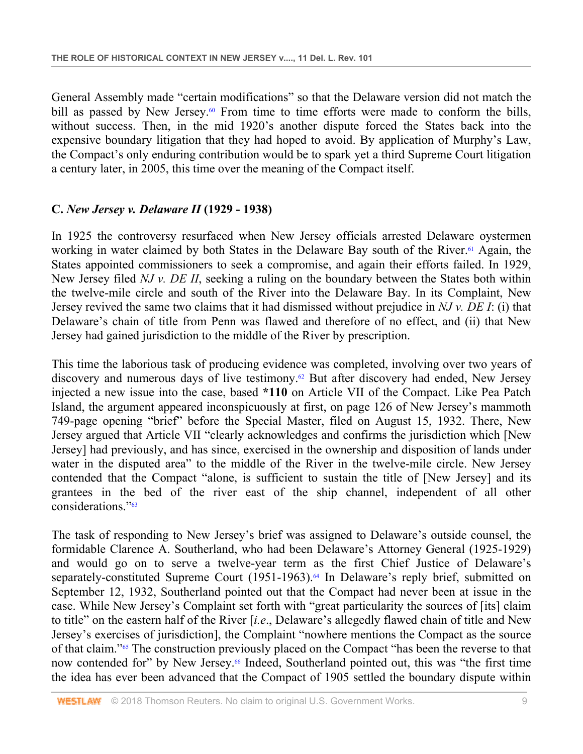General Assembly made "certain modifications" so that the Delaware version did not match the bill as passed by New Jersey.[60] From time to time efforts were made to conform the bills, without success. Then, in the mid 1920's another dispute forced the States back into the expensive boundary litigation that they had hoped to avoid. By application of Murphy's Law, the Compact's only enduring contribution would be to spark yet a third Supreme Court litigation a century later, in 2005, this time over the meaning of the Compact itself.

### C. *New Jersey v. Delaware II* (1929 - 1938)

In 1925 the controversy resurfaced when New Jersey officials arrested Delaware oystermen working in water claimed by both States in the Delaware Bay south of the River.[61] Again, the States appointed commissioners to seek a compromise, and again their efforts failed. In 1929, New Jersey filed *NJ v. DE II*, seeking a ruling on the boundary between the States both within the twelve-mile circle and south of the River into the Delaware Bay. In its Complaint, New Jersey revived the same two claims that it had dismissed without prejudice in *NJ v. DE I*: (i) that Delaware's chain of title from Penn was flawed and therefore of no effect, and (ii) that New Jersey had gained jurisdiction to the middle of the River by prescription.

This time the laborious task of producing evidence was completed, involving over two years of discovery and numerous days of live testimony.[62] But after discovery had ended, New Jersey injected a new issue into the case, based **\*110** on Article VII of the Compact. Like Pea Patch Island, the argument appeared inconspicuously at first, on page 126 of New Jersey's mammoth 749-page opening "brief" before the Special Master, filed on August 15, 1932. There, New Jersey argued that Article VII "clearly acknowledges and confirms the jurisdiction which [New Jersey] had previously, and has since, exercised in the ownership and disposition of lands under water in the disputed area" to the middle of the River in the twelve-mile circle. New Jersey contended that the Compact "alone, is sufficient to sustain the title of [New Jersey] and its grantees in the bed of the river east of the ship channel, independent of all other considerations."[63]

The task of responding to New Jersey's brief was assigned to Delaware's outside counsel, the formidable Clarence A. Southerland, who had been Delaware's Attorney General (1925-1929) and would go on to serve a twelve-year term as the first Chief Justice of Delaware's separately-constituted Supreme Court (1951-1963).[64] In Delaware's reply brief, submitted on September 12, 1932, Southerland pointed out that the Compact had never been at issue in the case. While New Jersey's Complaint set forth with "great particularity the sources of [its] claim to title" on the eastern half of the River [*i.e*., Delaware's allegedly flawed chain of title and New Jersey's exercises of jurisdiction], the Complaint "nowhere mentions the Compact as the source of that claim."[65] The construction previously placed on the Compact "has been the reverse to that now contended for" by New Jersey.[66] Indeed, Southerland pointed out, this was "the first time the idea has ever been advanced that the Compact of 1905 settled the boundary dispute within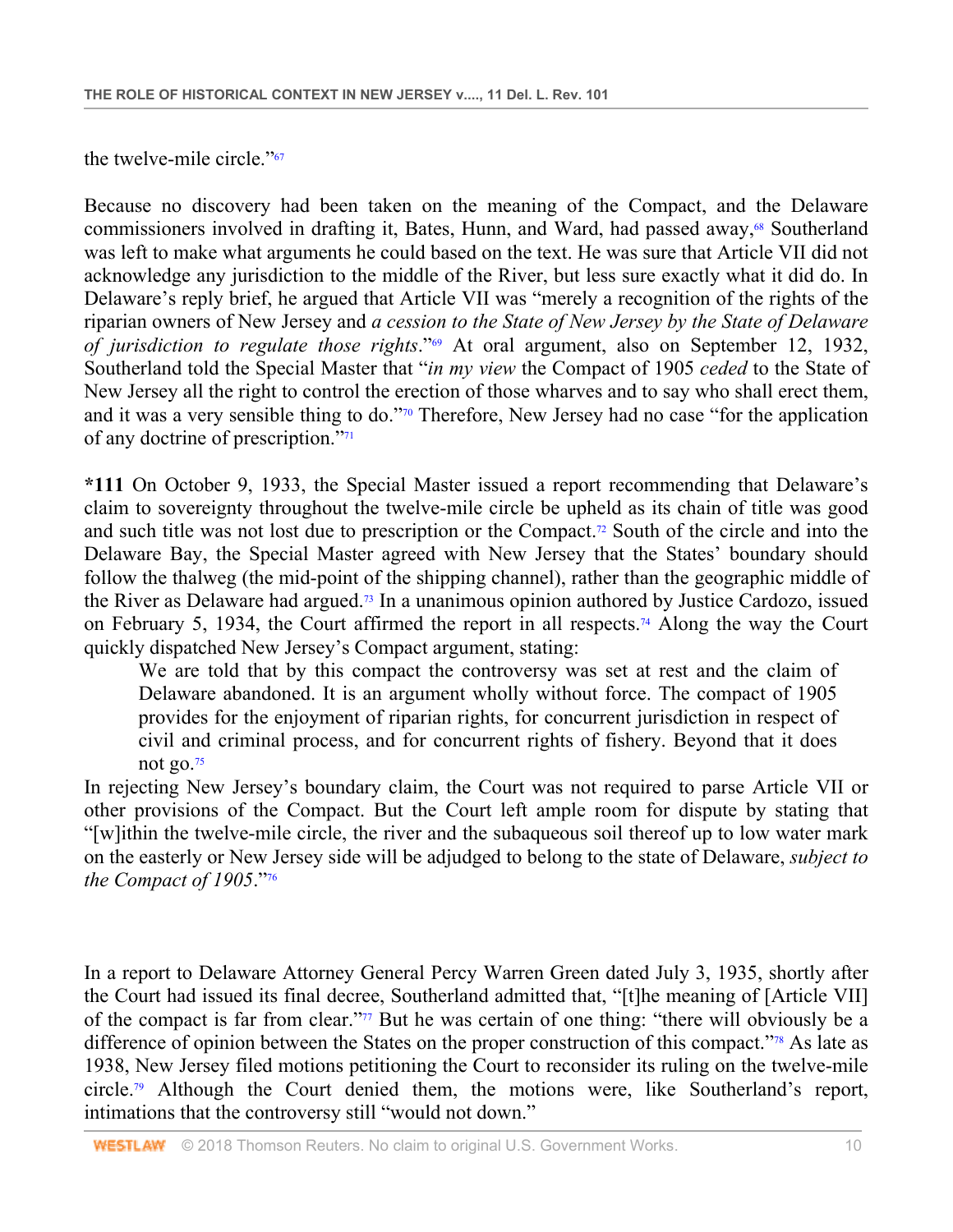the twelve-mile circle."[67]

Because no discovery had been taken on the meaning of the Compact, and the Delaware commissioners involved in drafting it, Bates, Hunn, and Ward, had passed away,[68] Southerland was left to make what arguments he could based on the text. He was sure that Article VII did not acknowledge any jurisdiction to the middle of the River, but less sure exactly what it did do. In Delaware's reply brief, he argued that Article VII was "merely a recognition of the rights of the riparian owners of New Jersey and *a cession to the State of New Jersey by the State of Delaware of jurisdiction to regulate those rights*."[69] At oral argument, also on September 12, 1932, Southerland told the Special Master that "*in my view* the Compact of 1905 *ceded* to the State of New Jersey all the right to control the erection of those wharves and to say who shall erect them, and it was a very sensible thing to do."[70] Therefore, New Jersey had no case "for the application of any doctrine of prescription."[71]

**\*111** On October 9, 1933, the Special Master issued a report recommending that Delaware's claim to sovereignty throughout the twelve-mile circle be upheld as its chain of title was good and such title was not lost due to prescription or the Compact.[72] South of the circle and into the Delaware Bay, the Special Master agreed with New Jersey that the States' boundary should follow the thalweg (the mid-point of the shipping channel), rather than the geographic middle of the River as Delaware had argued.[73] In a unanimous opinion authored by Justice Cardozo, issued on February 5, 1934, the Court affirmed the report in all respects.[74] Along the way the Court quickly dispatched New Jersey's Compact argument, stating:

> We are told that by this compact the controversy was set at rest and the claim of Delaware abandoned. It is an argument wholly without force. The compact of 1905 provides for the enjoyment of riparian rights, for concurrent jurisdiction in respect of civil and criminal process, and for concurrent rights of fishery. Beyond that it does not go.[75]

In rejecting New Jersey's boundary claim, the Court was not required to parse Article VII or other provisions of the Compact. But the Court left ample room for dispute by stating that "[w]ithin the twelve-mile circle, the river and the subaqueous soil thereof up to low water mark on the easterly or New Jersey side will be adjudged to belong to the state of Delaware, *subject to the Compact of 1905*."[76]

In a report to Delaware Attorney General Percy Warren Green dated July 3, 1935, shortly after the Court had issued its final decree, Southerland admitted that, "[t]he meaning of [Article VII] of the compact is far from clear."[77] But he was certain of one thing: "there will obviously be a difference of opinion between the States on the proper construction of this compact."[78] As late as 1938, New Jersey filed motions petitioning the Court to reconsider its ruling on the twelve-mile circle.[79] Although the Court denied them, the motions were, like Southerland's report, intimations that the controversy still "would not down."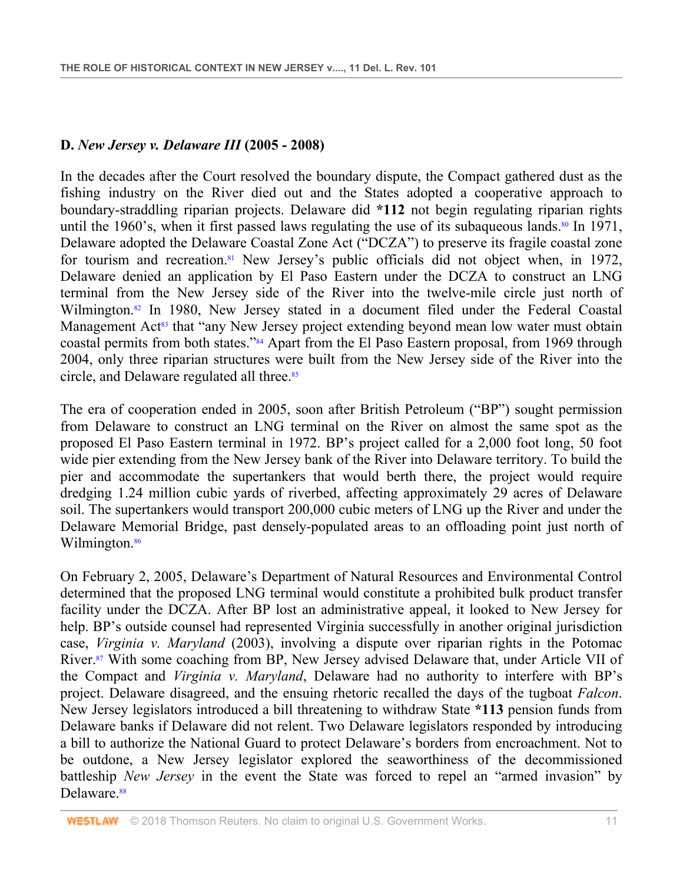### D. *New Jersey v. Delaware III* (2005 - 2008)

In the decades after the Court resolved the boundary dispute, the Compact gathered dust as the fishing industry on the River died out and the States adopted a cooperative approach to boundary-straddling riparian projects. Delaware did **\*112** not begin regulating riparian rights until the 1960's, when it first passed laws regulating the use of its subaqueous lands.[80] In 1971, Delaware adopted the Delaware Coastal Zone Act ("DCZA") to preserve its fragile coastal zone for tourism and recreation.[81] New Jersey's public officials did not object when, in 1972, Delaware denied an application by El Paso Eastern under the DCZA to construct an LNG terminal from the New Jersey side of the River into the twelve-mile circle just north of Wilmington.[82] In 1980, New Jersey stated in a document filed under the Federal Coastal Management Act[83] that "any New Jersey project extending beyond mean low water must obtain coastal permits from both states."[84] Apart from the El Paso Eastern proposal, from 1969 through 2004, only three riparian structures were built from the New Jersey side of the River into the circle, and Delaware regulated all three.[85]

The era of cooperation ended in 2005, soon after British Petroleum ("BP") sought permission from Delaware to construct an LNG terminal on the River on almost the same spot as the proposed El Paso Eastern terminal in 1972. BP's project called for a 2,000 foot long, 50 foot wide pier extending from the New Jersey bank of the River into Delaware territory. To build the pier and accommodate the supertankers that would berth there, the project would require dredging 1.24 million cubic yards of riverbed, affecting approximately 29 acres of Delaware soil. The supertankers would transport 200,000 cubic meters of LNG up the River and under the Delaware Memorial Bridge, past densely-populated areas to an offloading point just north of Wilmington.[86]

On February 2, 2005, Delaware's Department of Natural Resources and Environmental Control determined that the proposed LNG terminal would constitute a prohibited bulk product transfer facility under the DCZA. After BP lost an administrative appeal, it looked to New Jersey for help. BP's outside counsel had represented Virginia successfully in another original jurisdiction case, *Virginia v. Maryland* (2003), involving a dispute over riparian rights in the Potomac River.[87] With some coaching from BP, New Jersey advised Delaware that, under Article VII of the Compact and *Virginia v. Maryland*, Delaware had no authority to interfere with BP's project. Delaware disagreed, and the ensuing rhetoric recalled the days of the tugboat *Falcon*. New Jersey legislators introduced a bill threatening to withdraw State **\*113** pension funds from Delaware banks if Delaware did not relent. Two Delaware legislators responded by introducing a bill to authorize the National Guard to protect Delaware's borders from encroachment. Not to be outdone, a New Jersey legislator explored the seaworthiness of the decommissioned battleship *New Jersey* in the event the State was forced to repel an "armed invasion" by Delaware.[88]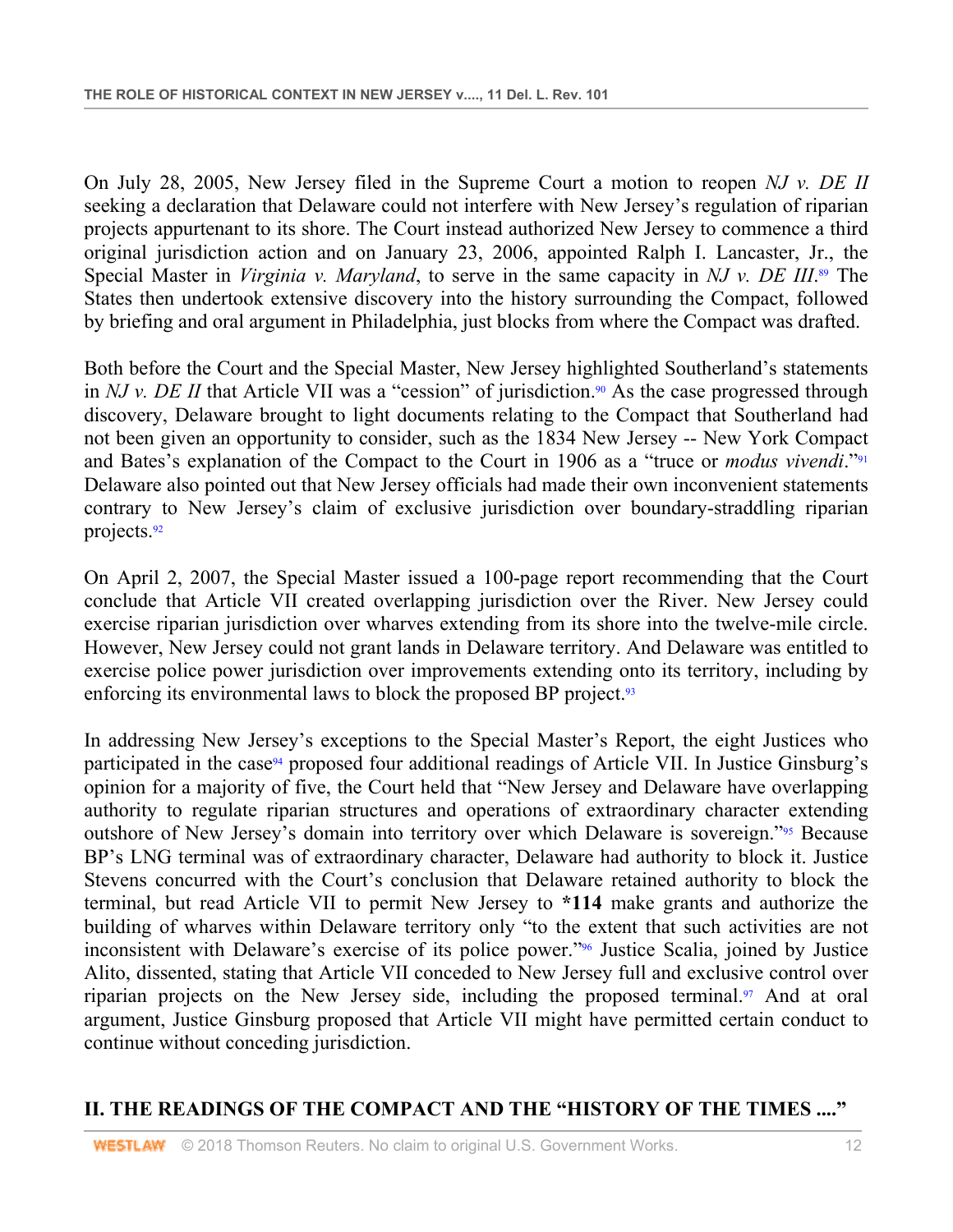On July 28, 2005, New Jersey filed in the Supreme Court a motion to reopen *NJ v. DE II* seeking a declaration that Delaware could not interfere with New Jersey's regulation of riparian projects appurtenant to its shore. The Court instead authorized New Jersey to commence a third original jurisdiction action and on January 23, 2006, appointed Ralph I. Lancaster, Jr., the Special Master in *Virginia v. Maryland*, to serve in the same capacity in *NJ v. DE III*.[89] The States then undertook extensive discovery into the history surrounding the Compact, followed by briefing and oral argument in Philadelphia, just blocks from where the Compact was drafted.

Both before the Court and the Special Master, New Jersey highlighted Southerland's statements in *NJ v. DE II* that Article VII was a "cession" of jurisdiction.[90] As the case progressed through discovery, Delaware brought to light documents relating to the Compact that Southerland had not been given an opportunity to consider, such as the 1834 New Jersey -- New York Compact and Bates's explanation of the Compact to the Court in 1906 as a "truce or *modus vivendi*."[91] Delaware also pointed out that New Jersey officials had made their own inconvenient statements contrary to New Jersey's claim of exclusive jurisdiction over boundary-straddling riparian projects.[92]

On April 2, 2007, the Special Master issued a 100-page report recommending that the Court conclude that Article VII created overlapping jurisdiction over the River. New Jersey could exercise riparian jurisdiction over wharves extending from its shore into the twelve-mile circle. However, New Jersey could not grant lands in Delaware territory. And Delaware was entitled to exercise police power jurisdiction over improvements extending onto its territory, including by enforcing its environmental laws to block the proposed BP project.[93]

In addressing New Jersey's exceptions to the Special Master's Report, the eight Justices who participated in the case[94] proposed four additional readings of Article VII. In Justice Ginsburg's opinion for a majority of five, the Court held that "New Jersey and Delaware have overlapping authority to regulate riparian structures and operations of extraordinary character extending outshore of New Jersey's domain into territory over which Delaware is sovereign."[95] Because BP's LNG terminal was of extraordinary character, Delaware had authority to block it. Justice Stevens concurred with the Court's conclusion that Delaware retained authority to block the terminal, but read Article VII to permit New Jersey to **\*114** make grants and authorize the building of wharves within Delaware territory only "to the extent that such activities are not inconsistent with Delaware's exercise of its police power."[96] Justice Scalia, joined by Justice Alito, dissented, stating that Article VII conceded to New Jersey full and exclusive control over riparian projects on the New Jersey side, including the proposed terminal.[97] And at oral argument, Justice Ginsburg proposed that Article VII might have permitted certain conduct to continue without conceding jurisdiction.

## II. THE READINGS OF THE COMPACT AND THE "HISTORY OF THE TIMES ...."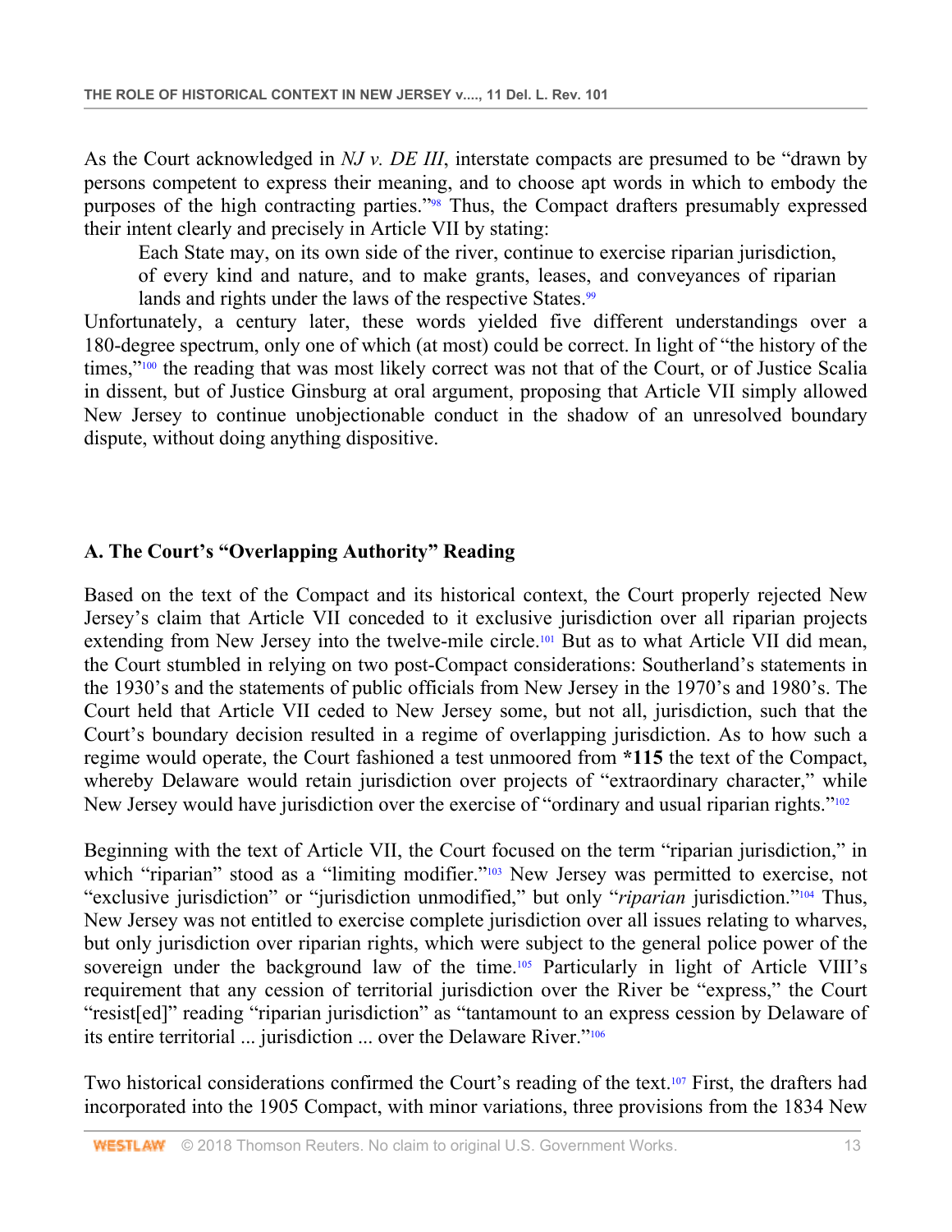As the Court acknowledged in *NJ v. DE III*, interstate compacts are presumed to be "drawn by persons competent to express their meaning, and to choose apt words in which to embody the purposes of the high contracting parties."[98] Thus, the Compact drafters presumably expressed their intent clearly and precisely in Article VII by stating:

> Each State may, on its own side of the river, continue to exercise riparian jurisdiction, of every kind and nature, and to make grants, leases, and conveyances of riparian lands and rights under the laws of the respective States.[99]

Unfortunately, a century later, these words yielded five different understandings over a 180-degree spectrum, only one of which (at most) could be correct. In light of "the history of the times,"[100] the reading that was most likely correct was not that of the Court, or of Justice Scalia in dissent, but of Justice Ginsburg at oral argument, proposing that Article VII simply allowed New Jersey to continue unobjectionable conduct in the shadow of an unresolved boundary dispute, without doing anything dispositive.

### A. The Court's "Overlapping Authority" Reading

Based on the text of the Compact and its historical context, the Court properly rejected New Jersey's claim that Article VII conceded to it exclusive jurisdiction over all riparian projects extending from New Jersey into the twelve-mile circle.[101] But as to what Article VII did mean, the Court stumbled in relying on two post-Compact considerations: Southerland's statements in the 1930's and the statements of public officials from New Jersey in the 1970's and 1980's. The Court held that Article VII ceded to New Jersey some, but not all, jurisdiction, such that the Court's boundary decision resulted in a regime of overlapping jurisdiction. As to how such a regime would operate, the Court fashioned a test unmoored from **\*115** the text of the Compact, whereby Delaware would retain jurisdiction over projects of "extraordinary character," while New Jersey would have jurisdiction over the exercise of "ordinary and usual riparian rights."[102]

Beginning with the text of Article VII, the Court focused on the term "riparian jurisdiction," in which "riparian" stood as a "limiting modifier."[103] New Jersey was permitted to exercise, not "exclusive jurisdiction" or "jurisdiction unmodified," but only "*riparian* jurisdiction."[104] Thus, New Jersey was not entitled to exercise complete jurisdiction over all issues relating to wharves, but only jurisdiction over riparian rights, which were subject to the general police power of the sovereign under the background law of the time.[105] Particularly in light of Article VIII's requirement that any cession of territorial jurisdiction over the River be "express," the Court "resist[ed]" reading "riparian jurisdiction" as "tantamount to an express cession by Delaware of its entire territorial ... jurisdiction ... over the Delaware River."[106]

Two historical considerations confirmed the Court's reading of the text.[107] First, the drafters had incorporated into the 1905 Compact, with minor variations, three provisions from the 1834 New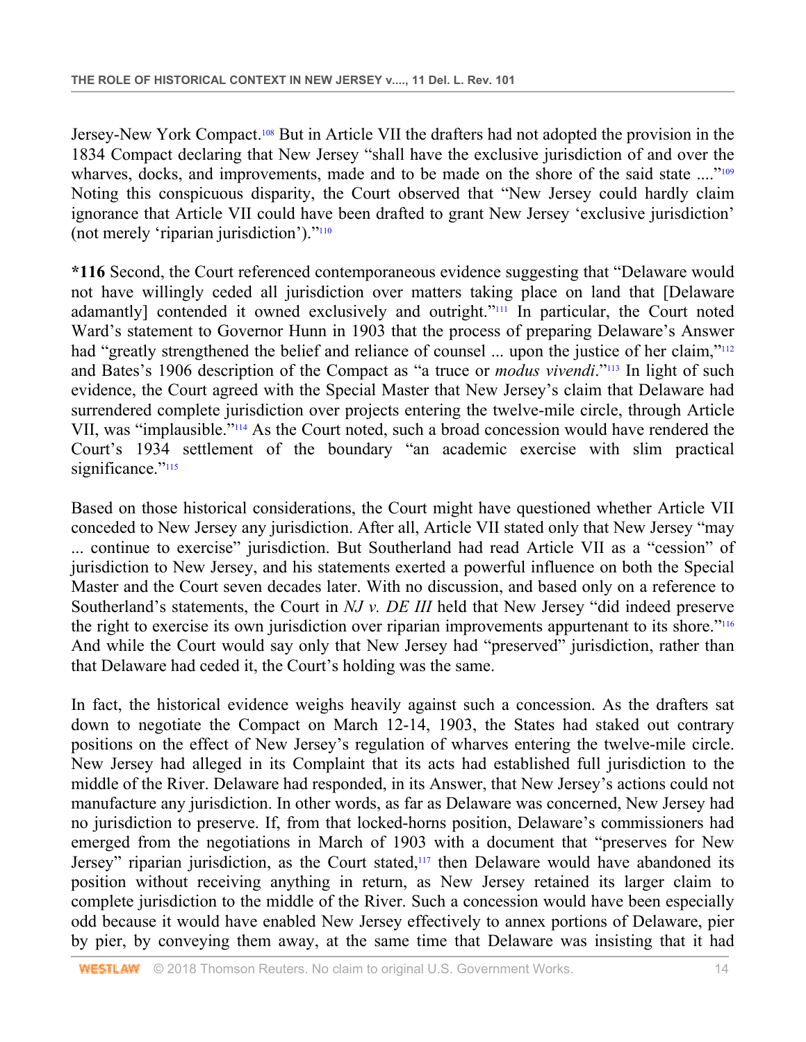Jersey-New York Compact.[108] But in Article VII the drafters had not adopted the provision in the 1834 Compact declaring that New Jersey "shall have the exclusive jurisdiction of and over the wharves, docks, and improvements, made and to be made on the shore of the said state ...."[109] Noting this conspicuous disparity, the Court observed that "New Jersey could hardly claim ignorance that Article VII could have been drafted to grant New Jersey 'exclusive jurisdiction' (not merely 'riparian jurisdiction')."[110]

**\*116** Second, the Court referenced contemporaneous evidence suggesting that "Delaware would not have willingly ceded all jurisdiction over matters taking place on land that [Delaware adamantly] contended it owned exclusively and outright."[111] In particular, the Court noted Ward's statement to Governor Hunn in 1903 that the process of preparing Delaware's Answer had "greatly strengthened the belief and reliance of counsel ... upon the justice of her claim,"[112] and Bates's 1906 description of the Compact as "a truce or *modus vivendi*."[113] In light of such evidence, the Court agreed with the Special Master that New Jersey's claim that Delaware had surrendered complete jurisdiction over projects entering the twelve-mile circle, through Article VII, was "implausible."[114] As the Court noted, such a broad concession would have rendered the Court's 1934 settlement of the boundary "an academic exercise with slim practical significance."[115]

Based on those historical considerations, the Court might have questioned whether Article VII conceded to New Jersey any jurisdiction. After all, Article VII stated only that New Jersey "may ... continue to exercise" jurisdiction. But Southerland had read Article VII as a "cession" of jurisdiction to New Jersey, and his statements exerted a powerful influence on both the Special Master and the Court seven decades later. With no discussion, and based only on a reference to Southerland's statements, the Court in *NJ v. DE III* held that New Jersey "did indeed preserve the right to exercise its own jurisdiction over riparian improvements appurtenant to its shore."[116] And while the Court would say only that New Jersey had "preserved" jurisdiction, rather than that Delaware had ceded it, the Court's holding was the same.

In fact, the historical evidence weighs heavily against such a concession. As the drafters sat down to negotiate the Compact on March 12-14, 1903, the States had staked out contrary positions on the effect of New Jersey's regulation of wharves entering the twelve-mile circle. New Jersey had alleged in its Complaint that its acts had established full jurisdiction to the middle of the River. Delaware had responded, in its Answer, that New Jersey's actions could not manufacture any jurisdiction. In other words, as far as Delaware was concerned, New Jersey had no jurisdiction to preserve. If, from that locked-horns position, Delaware's commissioners had emerged from the negotiations in March of 1903 with a document that "preserves for New Jersey" riparian jurisdiction, as the Court stated,[117] then Delaware would have abandoned its position without receiving anything in return, as New Jersey retained its larger claim to complete jurisdiction to the middle of the River. Such a concession would have been especially odd because it would have enabled New Jersey effectively to annex portions of Delaware, pier by pier, by conveying them away, at the same time that Delaware was insisting that it had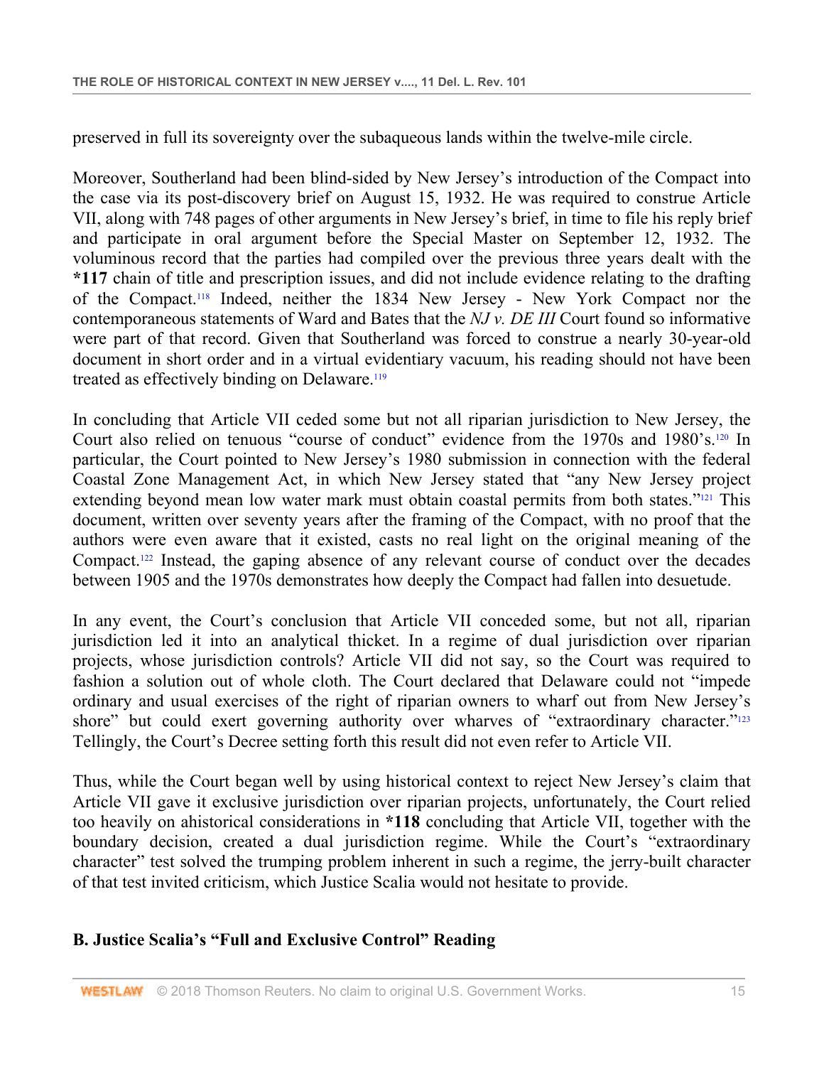preserved in full its sovereignty over the subaqueous lands within the twelve-mile circle.

Moreover, Southerland had been blind-sided by New Jersey's introduction of the Compact into the case via its post-discovery brief on August 15, 1932. He was required to construe Article VII, along with 748 pages of other arguments in New Jersey's brief, in time to file his reply brief and participate in oral argument before the Special Master on September 12, 1932. The voluminous record that the parties had compiled over the previous three years dealt with the **\*117** chain of title and prescription issues, and did not include evidence relating to the drafting of the Compact.[118] Indeed, neither the 1834 New Jersey - New York Compact nor the contemporaneous statements of Ward and Bates that the *NJ v. DE III* Court found so informative were part of that record. Given that Southerland was forced to construe a nearly 30-year-old document in short order and in a virtual evidentiary vacuum, his reading should not have been treated as effectively binding on Delaware.[119]

In concluding that Article VII ceded some but not all riparian jurisdiction to New Jersey, the Court also relied on tenuous "course of conduct" evidence from the 1970s and 1980's.[120] In particular, the Court pointed to New Jersey's 1980 submission in connection with the federal Coastal Zone Management Act, in which New Jersey stated that "any New Jersey project extending beyond mean low water mark must obtain coastal permits from both states."[121] This document, written over seventy years after the framing of the Compact, with no proof that the authors were even aware that it existed, casts no real light on the original meaning of the Compact.[122] Instead, the gaping absence of any relevant course of conduct over the decades between 1905 and the 1970s demonstrates how deeply the Compact had fallen into desuetude.

In any event, the Court's conclusion that Article VII conceded some, but not all, riparian jurisdiction led it into an analytical thicket. In a regime of dual jurisdiction over riparian projects, whose jurisdiction controls? Article VII did not say, so the Court was required to fashion a solution out of whole cloth. The Court declared that Delaware could not "impede ordinary and usual exercises of the right of riparian owners to wharf out from New Jersey's shore" but could exert governing authority over wharves of "extraordinary character."[123] Tellingly, the Court's Decree setting forth this result did not even refer to Article VII.

Thus, while the Court began well by using historical context to reject New Jersey's claim that Article VII gave it exclusive jurisdiction over riparian projects, unfortunately, the Court relied too heavily on ahistorical considerations in **\*118** concluding that Article VII, together with the boundary decision, created a dual jurisdiction regime. While the Court's "extraordinary character" test solved the trumping problem inherent in such a regime, the jerry-built character of that test invited criticism, which Justice Scalia would not hesitate to provide.

### B. Justice Scalia's "Full and Exclusive Control" Reading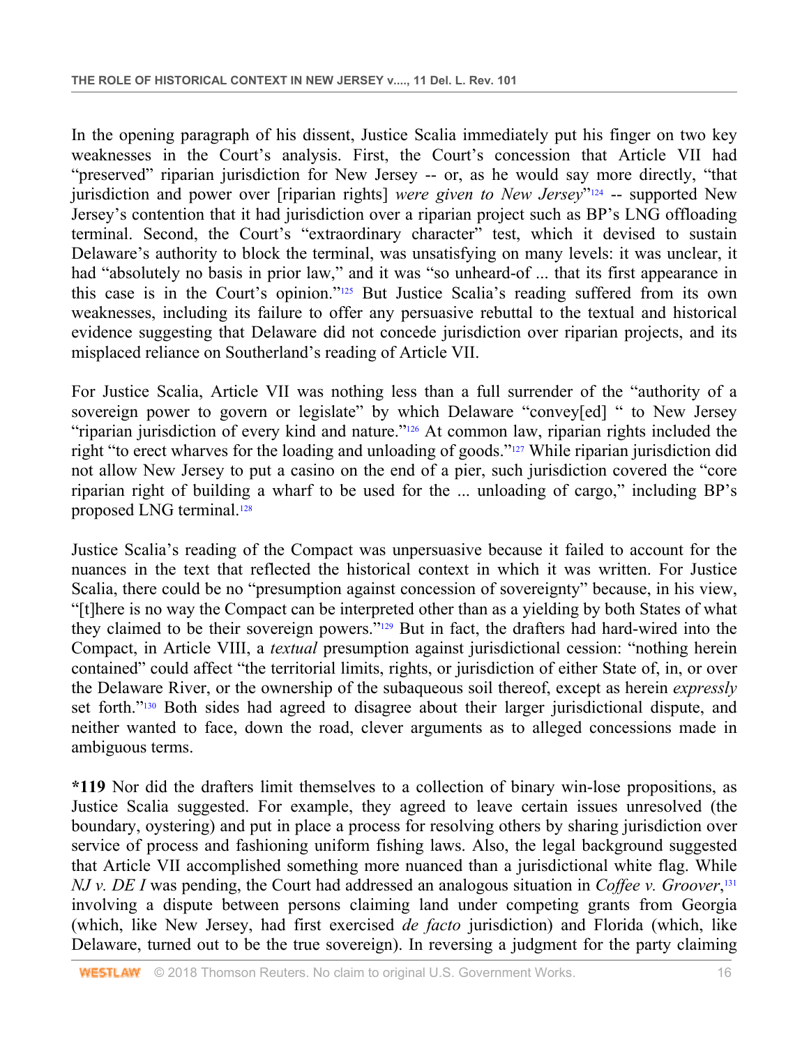In the opening paragraph of his dissent, Justice Scalia immediately put his finger on two key weaknesses in the Court's analysis. First, the Court's concession that Article VII had "preserved" riparian jurisdiction for New Jersey -- or, as he would say more directly, "that jurisdiction and power over [riparian rights] *were given to New Jersey*"[124] -- supported New Jersey's contention that it had jurisdiction over a riparian project such as BP's LNG offloading terminal. Second, the Court's "extraordinary character" test, which it devised to sustain Delaware's authority to block the terminal, was unsatisfying on many levels: it was unclear, it had "absolutely no basis in prior law," and it was "so unheard-of ... that its first appearance in this case is in the Court's opinion."[125] But Justice Scalia's reading suffered from its own weaknesses, including its failure to offer any persuasive rebuttal to the textual and historical evidence suggesting that Delaware did not concede jurisdiction over riparian projects, and its misplaced reliance on Southerland's reading of Article VII.

For Justice Scalia, Article VII was nothing less than a full surrender of the "authority of a sovereign power to govern or legislate" by which Delaware "convey[ed] " to New Jersey "riparian jurisdiction of every kind and nature."[126] At common law, riparian rights included the right "to erect wharves for the loading and unloading of goods."[127] While riparian jurisdiction did not allow New Jersey to put a casino on the end of a pier, such jurisdiction covered the "core riparian right of building a wharf to be used for the ... unloading of cargo," including BP's proposed LNG terminal.[128]

Justice Scalia's reading of the Compact was unpersuasive because it failed to account for the nuances in the text that reflected the historical context in which it was written. For Justice Scalia, there could be no "presumption against concession of sovereignty" because, in his view, "[t]here is no way the Compact can be interpreted other than as a yielding by both States of what they claimed to be their sovereign powers."[129] But in fact, the drafters had hard-wired into the Compact, in Article VIII, a *textual* presumption against jurisdictional cession: "nothing herein contained" could affect "the territorial limits, rights, or jurisdiction of either State of, in, or over the Delaware River, or the ownership of the subaqueous soil thereof, except as herein *expressly* set forth."[130] Both sides had agreed to disagree about their larger jurisdictional dispute, and neither wanted to face, down the road, clever arguments as to alleged concessions made in ambiguous terms.

**\*119** Nor did the drafters limit themselves to a collection of binary win-lose propositions, as Justice Scalia suggested. For example, they agreed to leave certain issues unresolved (the boundary, oystering) and put in place a process for resolving others by sharing jurisdiction over service of process and fashioning uniform fishing laws. Also, the legal background suggested that Article VII accomplished something more nuanced than a jurisdictional white flag. While *NJ v. DE I* was pending, the Court had addressed an analogous situation in *Coffee v. Groover*,[131] involving a dispute between persons claiming land under competing grants from Georgia (which, like New Jersey, had first exercised *de facto* jurisdiction) and Florida (which, like Delaware, turned out to be the true sovereign). In reversing a judgment for the party claiming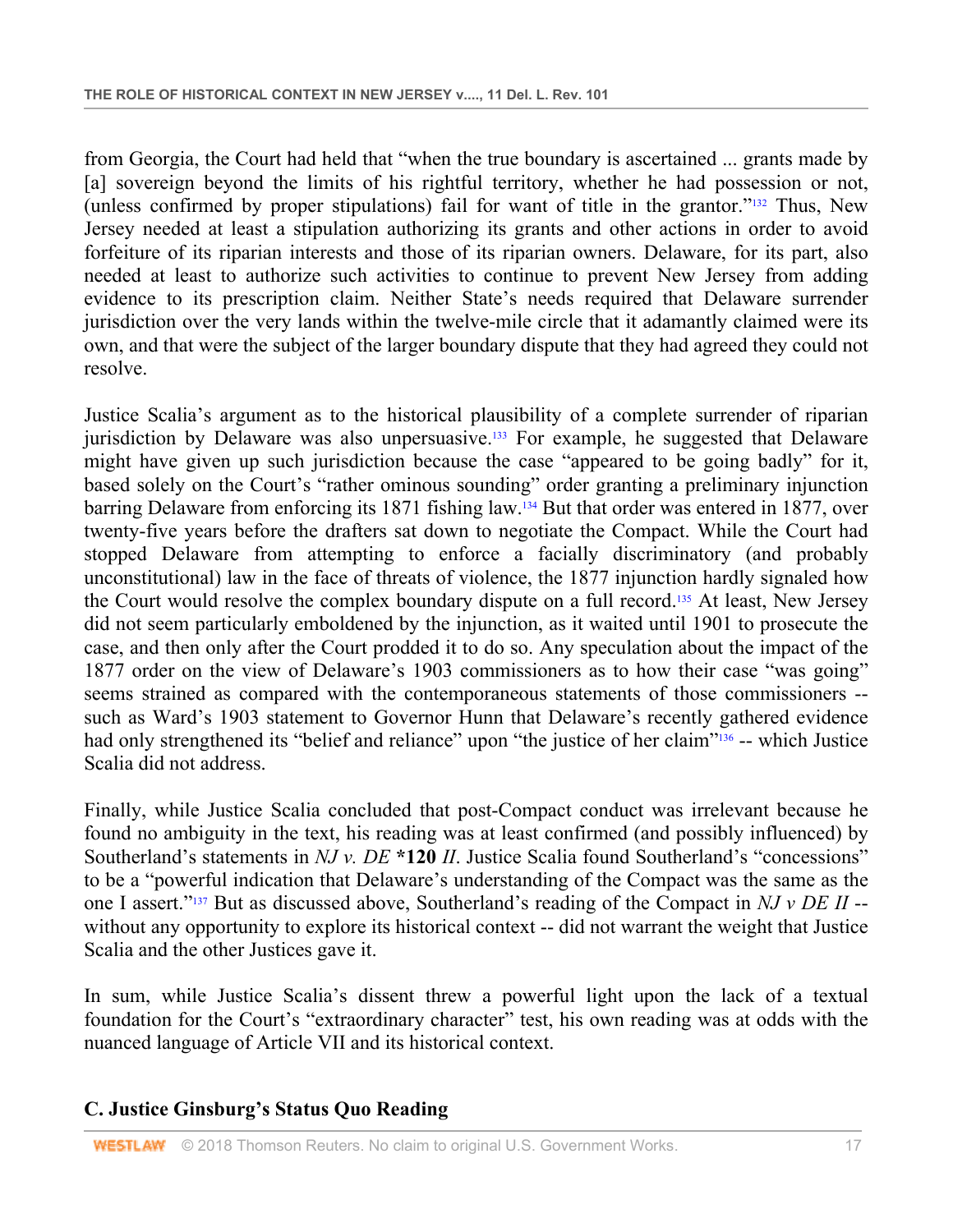from Georgia, the Court had held that "when the true boundary is ascertained ... grants made by [a] sovereign beyond the limits of his rightful territory, whether he had possession or not, (unless confirmed by proper stipulations) fail for want of title in the grantor."[132] Thus, New Jersey needed at least a stipulation authorizing its grants and other actions in order to avoid forfeiture of its riparian interests and those of its riparian owners. Delaware, for its part, also needed at least to authorize such activities to continue to prevent New Jersey from adding evidence to its prescription claim. Neither State's needs required that Delaware surrender jurisdiction over the very lands within the twelve-mile circle that it adamantly claimed were its own, and that were the subject of the larger boundary dispute that they had agreed they could not resolve.

Justice Scalia's argument as to the historical plausibility of a complete surrender of riparian jurisdiction by Delaware was also unpersuasive.[133] For example, he suggested that Delaware might have given up such jurisdiction because the case "appeared to be going badly" for it, based solely on the Court's "rather ominous sounding" order granting a preliminary injunction barring Delaware from enforcing its 1871 fishing law.[134] But that order was entered in 1877, over twenty-five years before the drafters sat down to negotiate the Compact. While the Court had stopped Delaware from attempting to enforce a facially discriminatory (and probably unconstitutional) law in the face of threats of violence, the 1877 injunction hardly signaled how the Court would resolve the complex boundary dispute on a full record.[135] At least, New Jersey did not seem particularly emboldened by the injunction, as it waited until 1901 to prosecute the case, and then only after the Court prodded it to do so. Any speculation about the impact of the 1877 order on the view of Delaware's 1903 commissioners as to how their case "was going" seems strained as compared with the contemporaneous statements of those commissioners -- such as Ward's 1903 statement to Governor Hunn that Delaware's recently gathered evidence had only strengthened its "belief and reliance" upon "the justice of her claim"[136] -- which Justice Scalia did not address.

Finally, while Justice Scalia concluded that post-Compact conduct was irrelevant because he found no ambiguity in the text, his reading was at least confirmed (and possibly influenced) by Southerland's statements in *NJ v. DE* **\*120** *II*. Justice Scalia found Southerland's "concessions" to be a "powerful indication that Delaware's understanding of the Compact was the same as the one I assert."[137] But as discussed above, Southerland's reading of the Compact in *NJ v DE II* -- without any opportunity to explore its historical context -- did not warrant the weight that Justice Scalia and the other Justices gave it.

In sum, while Justice Scalia's dissent threw a powerful light upon the lack of a textual foundation for the Court's "extraordinary character" test, his own reading was at odds with the nuanced language of Article VII and its historical context.

### C. Justice Ginsburg's Status Quo Reading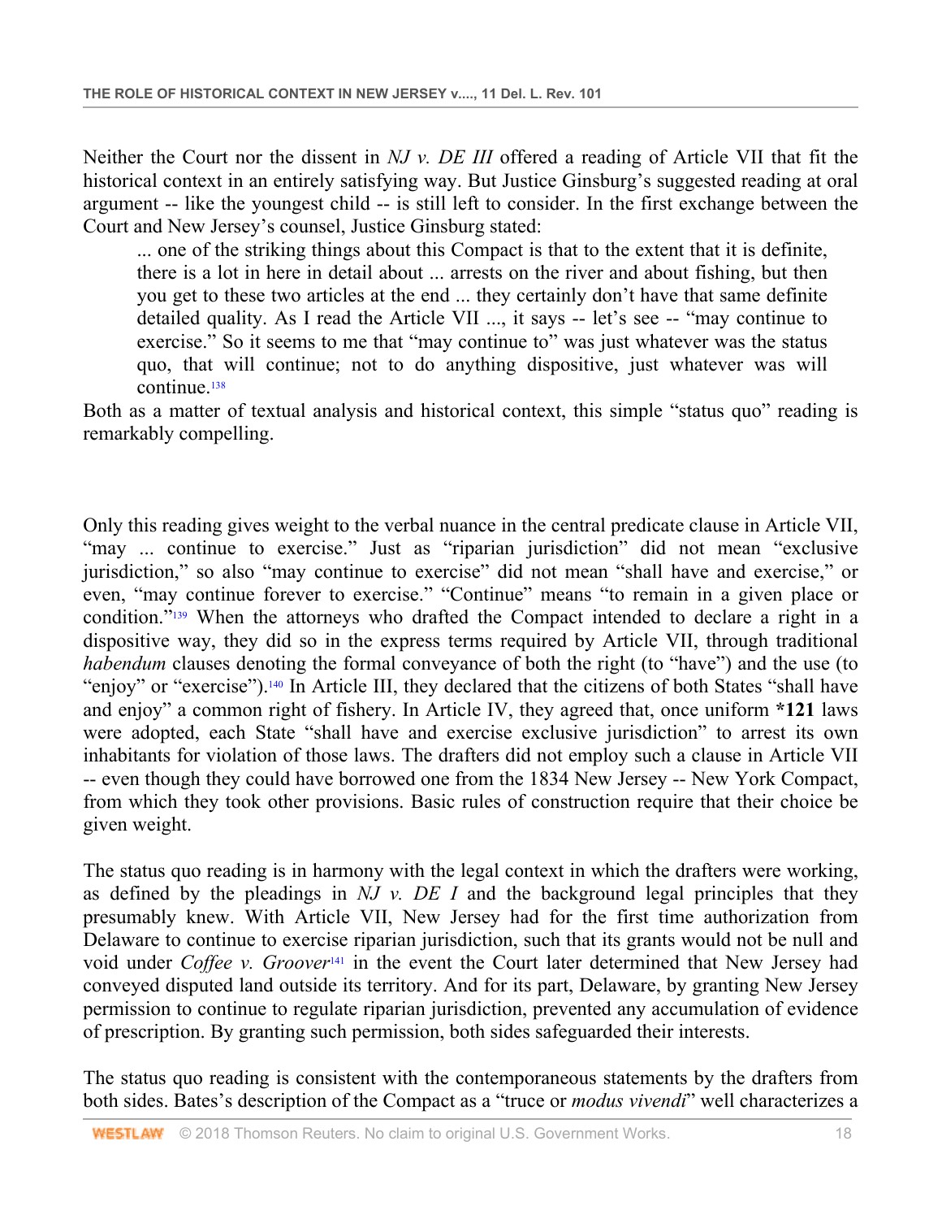Neither the Court nor the dissent in *NJ v. DE III* offered a reading of Article VII that fit the historical context in an entirely satisfying way. But Justice Ginsburg's suggested reading at oral argument -- like the youngest child -- is still left to consider. In the first exchange between the Court and New Jersey's counsel, Justice Ginsburg stated:

> ... one of the striking things about this Compact is that to the extent that it is definite, there is a lot in here in detail about ... arrests on the river and about fishing, but then you get to these two articles at the end ... they certainly don't have that same definite detailed quality. As I read the Article VII ..., it says -- let's see -- "may continue to exercise." So it seems to me that "may continue to" was just whatever was the status quo, that will continue; not to do anything dispositive, just whatever was will continue.[138]

Both as a matter of textual analysis and historical context, this simple "status quo" reading is remarkably compelling.

Only this reading gives weight to the verbal nuance in the central predicate clause in Article VII, "may ... continue to exercise." Just as "riparian jurisdiction" did not mean "exclusive jurisdiction," so also "may continue to exercise" did not mean "shall have and exercise," or even, "may continue forever to exercise." "Continue" means "to remain in a given place or condition."[139] When the attorneys who drafted the Compact intended to declare a right in a dispositive way, they did so in the express terms required by Article VII, through traditional *habendum* clauses denoting the formal conveyance of both the right (to "have") and the use (to "enjoy" or "exercise").[140] In Article III, they declared that the citizens of both States "shall have and enjoy" a common right of fishery. In Article IV, they agreed that, once uniform **\*121** laws were adopted, each State "shall have and exercise exclusive jurisdiction" to arrest its own inhabitants for violation of those laws. The drafters did not employ such a clause in Article VII -- even though they could have borrowed one from the 1834 New Jersey -- New York Compact, from which they took other provisions. Basic rules of construction require that their choice be given weight.

The status quo reading is in harmony with the legal context in which the drafters were working, as defined by the pleadings in *NJ v. DE I* and the background legal principles that they presumably knew. With Article VII, New Jersey had for the first time authorization from Delaware to continue to exercise riparian jurisdiction, such that its grants would not be null and void under *Coffee v. Groover*[141] in the event the Court later determined that New Jersey had conveyed disputed land outside its territory. And for its part, Delaware, by granting New Jersey permission to continue to regulate riparian jurisdiction, prevented any accumulation of evidence of prescription. By granting such permission, both sides safeguarded their interests.

The status quo reading is consistent with the contemporaneous statements by the drafters from both sides. Bates's description of the Compact as a "truce or *modus vivendi*" well characterizes a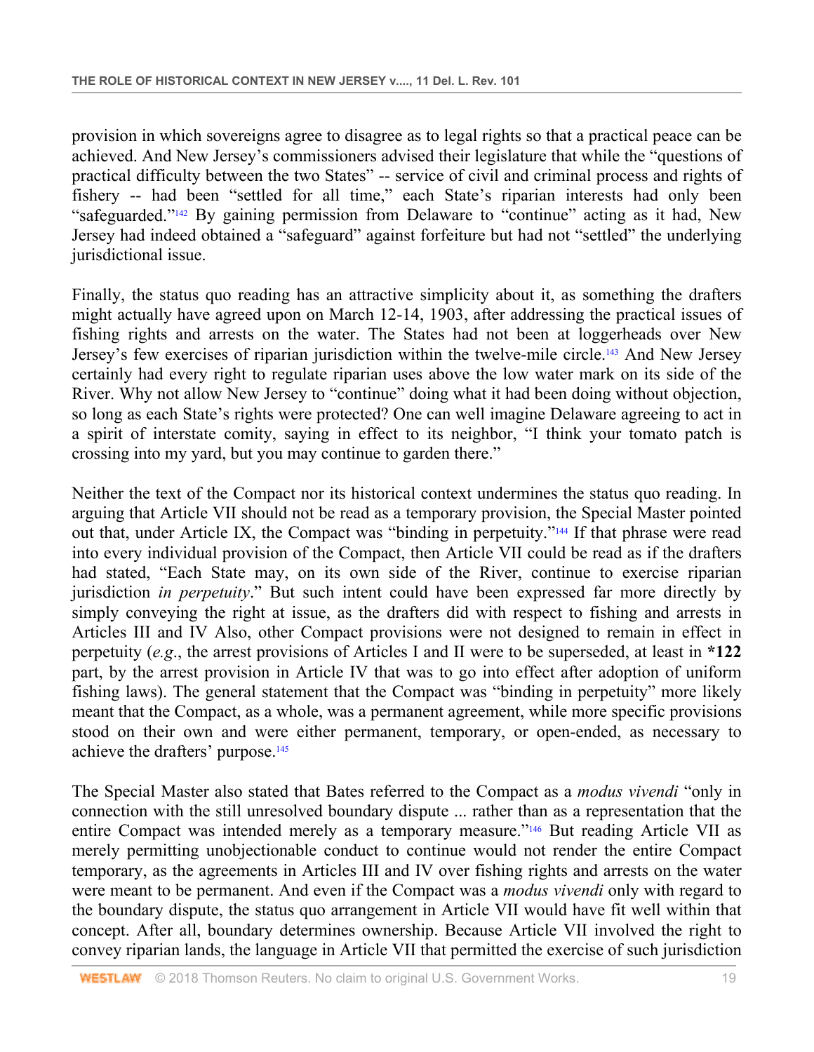provision in which sovereigns agree to disagree as to legal rights so that a practical peace can be achieved. And New Jersey's commissioners advised their legislature that while the "questions of practical difficulty between the two States" -- service of civil and criminal process and rights of fishery -- had been "settled for all time," each State's riparian interests had only been "safeguarded."[142] By gaining permission from Delaware to "continue" acting as it had, New Jersey had indeed obtained a "safeguard" against forfeiture but had not "settled" the underlying jurisdictional issue.

Finally, the status quo reading has an attractive simplicity about it, as something the drafters might actually have agreed upon on March 12-14, 1903, after addressing the practical issues of fishing rights and arrests on the water. The States had not been at loggerheads over New Jersey's few exercises of riparian jurisdiction within the twelve-mile circle.[143] And New Jersey certainly had every right to regulate riparian uses above the low water mark on its side of the River. Why not allow New Jersey to "continue" doing what it had been doing without objection, so long as each State's rights were protected? One can well imagine Delaware agreeing to act in a spirit of interstate comity, saying in effect to its neighbor, "I think your tomato patch is crossing into my yard, but you may continue to garden there."

Neither the text of the Compact nor its historical context undermines the status quo reading. In arguing that Article VII should not be read as a temporary provision, the Special Master pointed out that, under Article IX, the Compact was "binding in perpetuity."[144] If that phrase were read into every individual provision of the Compact, then Article VII could be read as if the drafters had stated, "Each State may, on its own side of the River, continue to exercise riparian jurisdiction *in perpetuity*." But such intent could have been expressed far more directly by simply conveying the right at issue, as the drafters did with respect to fishing and arrests in Articles III and IV Also, other Compact provisions were not designed to remain in effect in perpetuity (*e.g.*, the arrest provisions of Articles I and II were to be superseded, at least in **\*122** part, by the arrest provision in Article IV that was to go into effect after adoption of uniform fishing laws). The general statement that the Compact was "binding in perpetuity" more likely meant that the Compact, as a whole, was a permanent agreement, while more specific provisions stood on their own and were either permanent, temporary, or open-ended, as necessary to achieve the drafters' purpose.[145]

The Special Master also stated that Bates referred to the Compact as a *modus vivendi* "only in connection with the still unresolved boundary dispute ... rather than as a representation that the entire Compact was intended merely as a temporary measure."[146] But reading Article VII as merely permitting unobjectionable conduct to continue would not render the entire Compact temporary, as the agreements in Articles III and IV over fishing rights and arrests on the water were meant to be permanent. And even if the Compact was a *modus vivendi* only with regard to the boundary dispute, the status quo arrangement in Article VII would have fit well within that concept. After all, boundary determines ownership. Because Article VII involved the right to convey riparian lands, the language in Article VII that permitted the exercise of such jurisdiction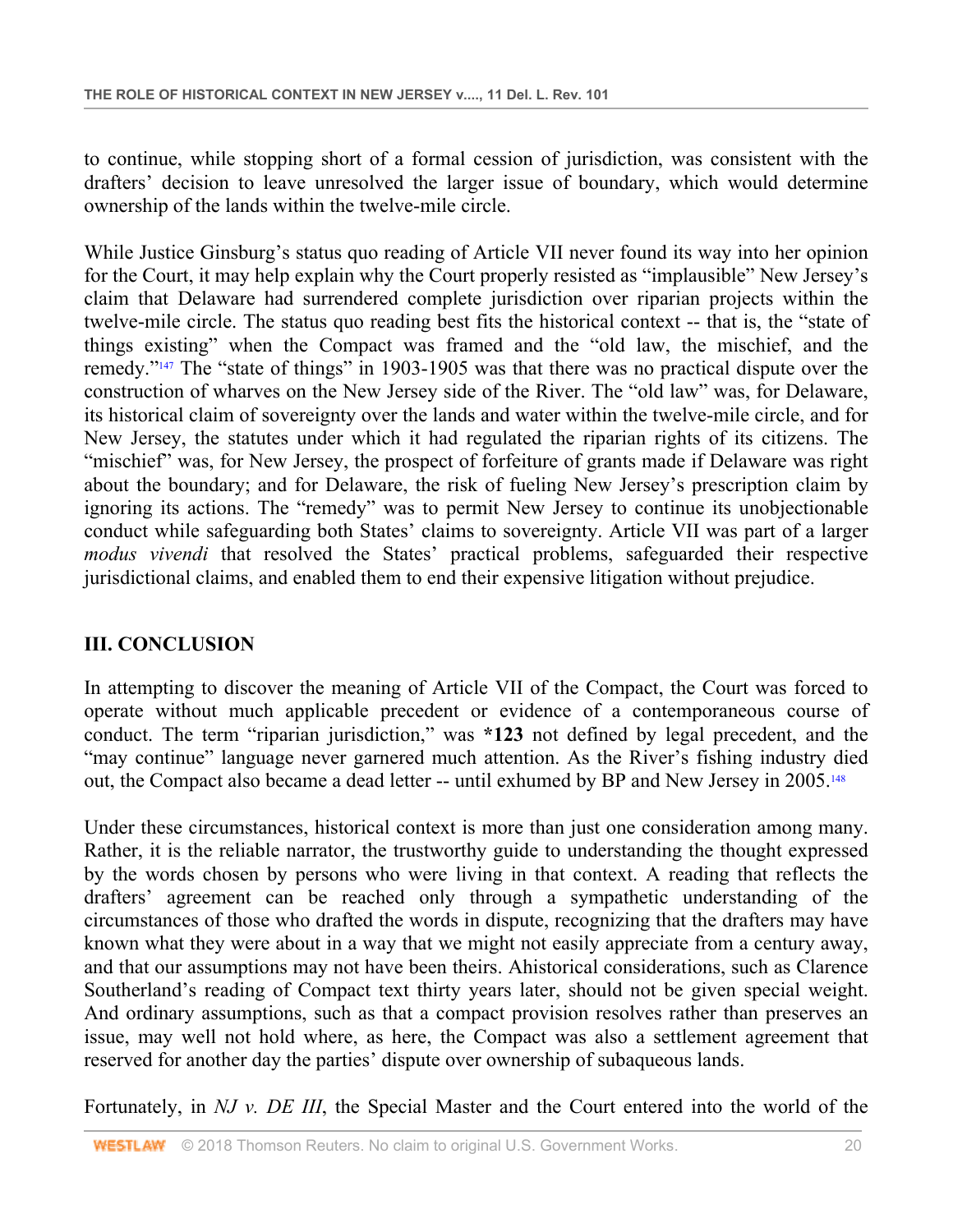to continue, while stopping short of a formal cession of jurisdiction, was consistent with the drafters' decision to leave unresolved the larger issue of boundary, which would determine ownership of the lands within the twelve-mile circle.

While Justice Ginsburg's status quo reading of Article VII never found its way into her opinion for the Court, it may help explain why the Court properly resisted as "implausible" New Jersey's claim that Delaware had surrendered complete jurisdiction over riparian projects within the twelve-mile circle. The status quo reading best fits the historical context -- that is, the "state of things existing" when the Compact was framed and the "old law, the mischief, and the remedy."[147] The "state of things" in 1903-1905 was that there was no practical dispute over the construction of wharves on the New Jersey side of the River. The "old law" was, for Delaware, its historical claim of sovereignty over the lands and water within the twelve-mile circle, and for New Jersey, the statutes under which it had regulated the riparian rights of its citizens. The "mischief" was, for New Jersey, the prospect of forfeiture of grants made if Delaware was right about the boundary; and for Delaware, the risk of fueling New Jersey's prescription claim by ignoring its actions. The "remedy" was to permit New Jersey to continue its unobjectionable conduct while safeguarding both States' claims to sovereignty. Article VII was part of a larger *modus vivendi* that resolved the States' practical problems, safeguarded their respective jurisdictional claims, and enabled them to end their expensive litigation without prejudice.

## III. CONCLUSION

In attempting to discover the meaning of Article VII of the Compact, the Court was forced to operate without much applicable precedent or evidence of a contemporaneous course of conduct. The term "riparian jurisdiction," was **\*123** not defined by legal precedent, and the "may continue" language never garnered much attention. As the River's fishing industry died out, the Compact also became a dead letter -- until exhumed by BP and New Jersey in 2005.[148]

Under these circumstances, historical context is more than just one consideration among many. Rather, it is the reliable narrator, the trustworthy guide to understanding the thought expressed by the words chosen by persons who were living in that context. A reading that reflects the drafters' agreement can be reached only through a sympathetic understanding of the circumstances of those who drafted the words in dispute, recognizing that the drafters may have known what they were about in a way that we might not easily appreciate from a century away, and that our assumptions may not have been theirs. Ahistorical considerations, such as Clarence Southerland's reading of Compact text thirty years later, should not be given special weight. And ordinary assumptions, such as that a compact provision resolves rather than preserves an issue, may well not hold where, as here, the Compact was also a settlement agreement that reserved for another day the parties' dispute over ownership of subaqueous lands.

Fortunately, in *NJ v. DE III*, the Special Master and the Court entered into the world of the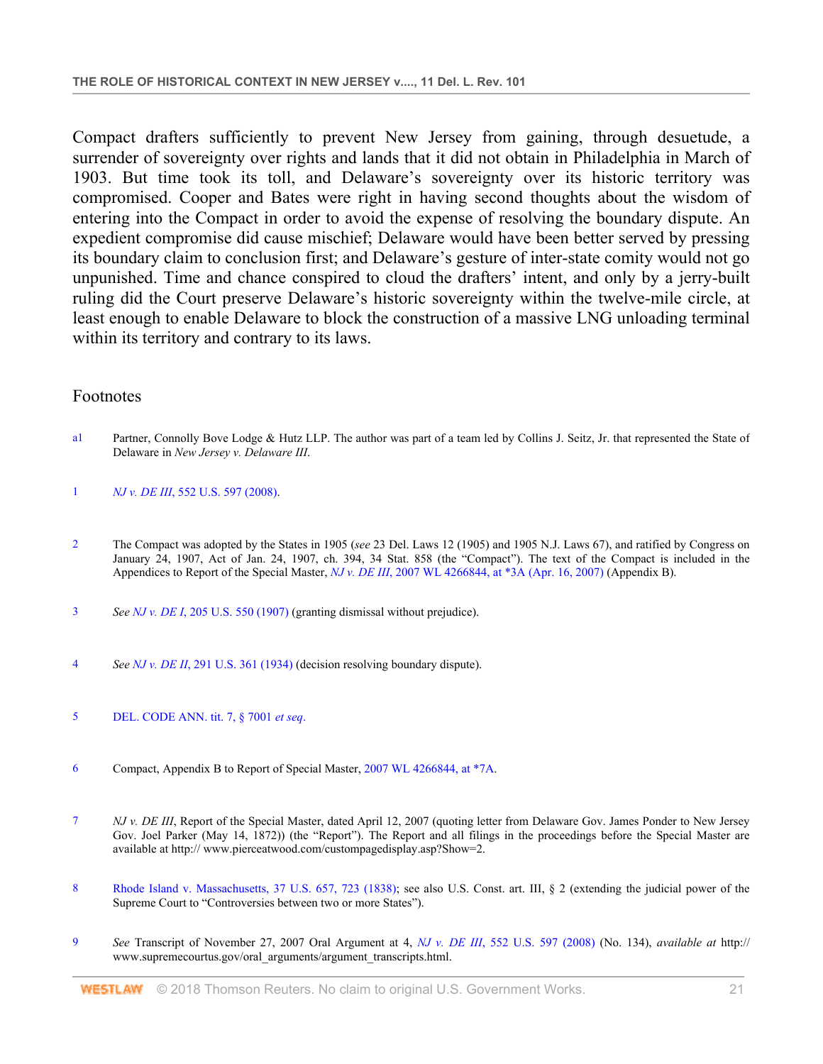Compact drafters sufficiently to prevent New Jersey from gaining, through desuetude, a surrender of sovereignty over rights and lands that it did not obtain in Philadelphia in March of 1903. But time took its toll, and Delaware's sovereignty over its historic territory was compromised. Cooper and Bates were right in having second thoughts about the wisdom of entering into the Compact in order to avoid the expense of resolving the boundary dispute. An expedient compromise did cause mischief; Delaware would have been better served by pressing its boundary claim to conclusion first; and Delaware's gesture of inter-state comity would not go unpunished. Time and chance conspired to cloud the drafters' intent, and only by a jerry-built ruling did the Court preserve Delaware's historic sovereignty within the twelve-mile circle, at least enough to enable Delaware to block the construction of a massive LNG unloading terminal within its territory and contrary to its laws.

## Footnotes

a1 Partner, Connolly Bove Lodge & Hutz LLP. The author was part of a team led by Collins J. Seitz, Jr. that represented the State of Delaware in *New Jersey v. Delaware III*.

1 *NJ v. DE III*, 552 U.S. 597 (2008).

2 The Compact was adopted by the States in 1905 (*see* 23 Del. Laws 12 (1905) and 1905 N.J. Laws 67), and ratified by Congress on January 24, 1907, Act of Jan. 24, 1907, ch. 394, 34 Stat. 858 (the "Compact"). The text of the Compact is included in the Appendices to Report of the Special Master, *NJ v. DE III*, 2007 WL 4266844, at *3A (Apr. 16, 2007) (Appendix B).

3 *See NJ v. DE I*, 205 U.S. 550 (1907) (granting dismissal without prejudice).

4 *See NJ v. DE II*, 291 U.S. 361 (1934) (decision resolving boundary dispute).

5 DEL. CODE ANN. tit. 7, § 7001 *et seq*.

6 Compact, Appendix B to Report of Special Master, 2007 WL 4266844, at *7A.

7 *NJ v. DE III*, Report of the Special Master, dated April 12, 2007 (quoting letter from Delaware Gov. James Ponder to New Jersey Gov. Joel Parker (May 14, 1872)) (the "Report"). The Report and all filings in the proceedings before the Special Master are available at http:// www.pierceatwood.com/custompagedisplay.asp?Show=2.

8 Rhode Island v. Massachusetts, 37 U.S. 657, 723 (1838); see also U.S. Const. art. III, § 2 (extending the judicial power of the Supreme Court to "Controversies between two or more States").

9 *See* Transcript of November 27, 2007 Oral Argument at 4, *NJ v. DE III*, 552 U.S. 597 (2008) (No. 134), *available at* http:// www.supremecourtus.gov/oral_arguments/argument_transcripts.html.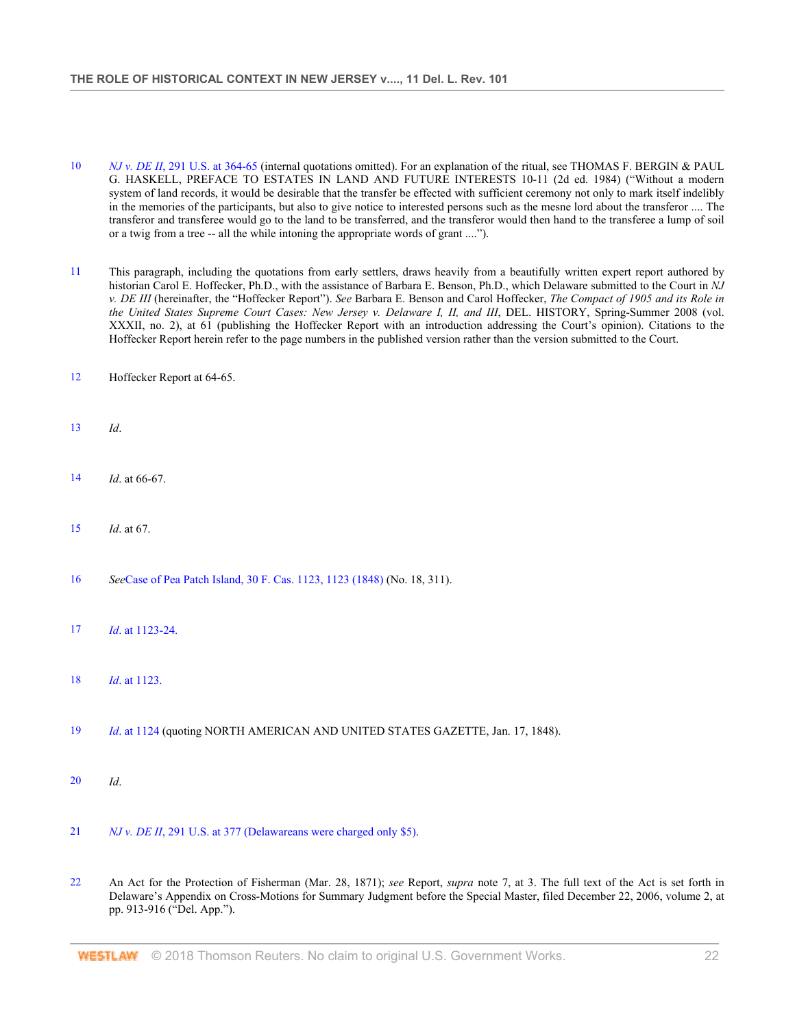10 *NJ v. DE II*, 291 U.S. at 364-65 (internal quotations omitted). For an explanation of the ritual, see THOMAS F. BERGIN & PAUL G. HASKELL, PREFACE TO ESTATES IN LAND AND FUTURE INTERESTS 10-11 (2d ed. 1984) ("Without a modern system of land records, it would be desirable that the transfer be effected with sufficient ceremony not only to mark itself indelibly in the memories of the participants, but also to give notice to interested persons such as the mesne lord about the transferor .... The transferor and transferee would go to the land to be transferred, and the transferor would then hand to the transferee a lump of soil or a twig from a tree -- all the while intoning the appropriate words of grant ....").

11 This paragraph, including the quotations from early settlers, draws heavily from a beautifully written expert report authored by historian Carol E. Hoffecker, Ph.D., with the assistance of Barbara E. Benson, Ph.D., which Delaware submitted to the Court in *NJ v. DE III* (hereinafter, the "Hoffecker Report"). *See* Barbara E. Benson and Carol Hoffecker, *The Compact of 1905 and its Role in the United States Supreme Court Cases: New Jersey v. Delaware I, II, and III*, DEL. HISTORY, Spring-Summer 2008 (vol. XXXII, no. 2), at 61 (publishing the Hoffecker Report with an introduction addressing the Court's opinion). Citations to the Hoffecker Report herein refer to the page numbers in the published version rather than the version submitted to the Court.

12 Hoffecker Report at 64-65.

13 *Id*.

14 *Id*. at 66-67.

15 *Id*. at 67.

16 *See*Case of Pea Patch Island, 30 F. Cas. 1123, 1123 (1848) (No. 18, 311).

17 *Id*. at 1123-24.

18 *Id*. at 1123.

19 *Id*. at 1124 (quoting NORTH AMERICAN AND UNITED STATES GAZETTE, Jan. 17, 1848).

20 *Id*.

21 *NJ v. DE II*, 291 U.S. at 377 (Delawareans were charged only $5).

22 An Act for the Protection of Fisherman (Mar. 28, 1871); *see* Report, *supra* note 7, at 3. The full text of the Act is set forth in Delaware's Appendix on Cross-Motions for Summary Judgment before the Special Master, filed December 22, 2006, volume 2, at pp. 913-916 ("Del. App.").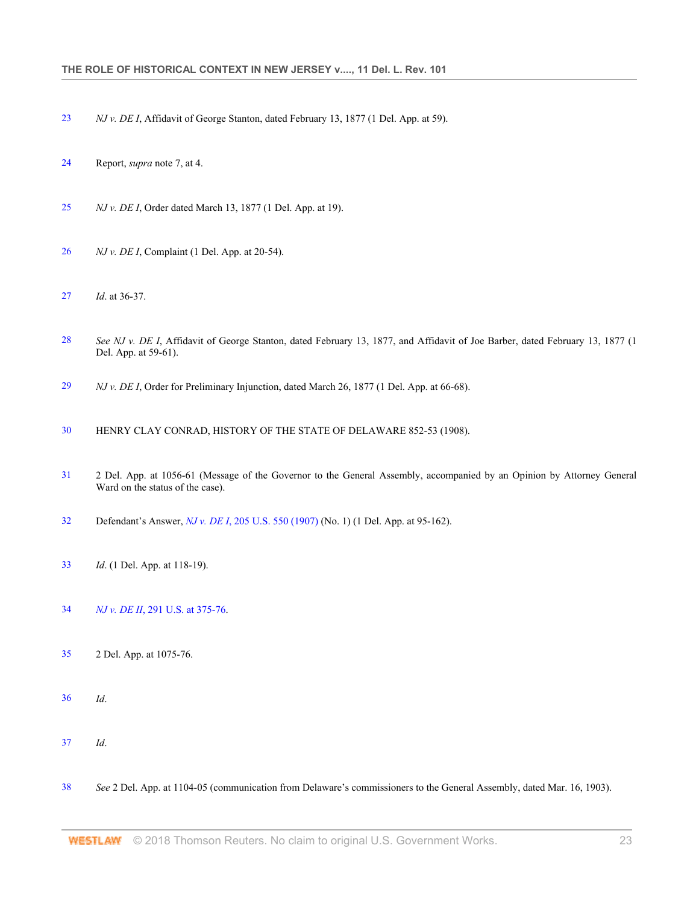23 *NJ v. DE I*, Affidavit of George Stanton, dated February 13, 1877 (1 Del. App. at 59).

24 Report, *supra* note 7, at 4.

25 *NJ v. DE I*, Order dated March 13, 1877 (1 Del. App. at 19).

26 *NJ v. DE I*, Complaint (1 Del. App. at 20-54).

27 *Id*. at 36-37.

28 *See NJ v. DE I*, Affidavit of George Stanton, dated February 13, 1877, and Affidavit of Joe Barber, dated February 13, 1877 (1 Del. App. at 59-61).

29 *NJ v. DE I*, Order for Preliminary Injunction, dated March 26, 1877 (1 Del. App. at 66-68).

30 HENRY CLAY CONRAD, HISTORY OF THE STATE OF DELAWARE 852-53 (1908).

31 2 Del. App. at 1056-61 (Message of the Governor to the General Assembly, accompanied by an Opinion by Attorney General Ward on the status of the case).

32 Defendant's Answer, *NJ v. DE I*, 205 U.S. 550 (1907) (No. 1) (1 Del. App. at 95-162).

33 *Id*. (1 Del. App. at 118-19).

34 *NJ v. DE II*, 291 U.S. at 375-76.

35 2 Del. App. at 1075-76.

36 *Id*.

37 *Id*.

38 *See* 2 Del. App. at 1104-05 (communication from Delaware's commissioners to the General Assembly, dated Mar. 16, 1903).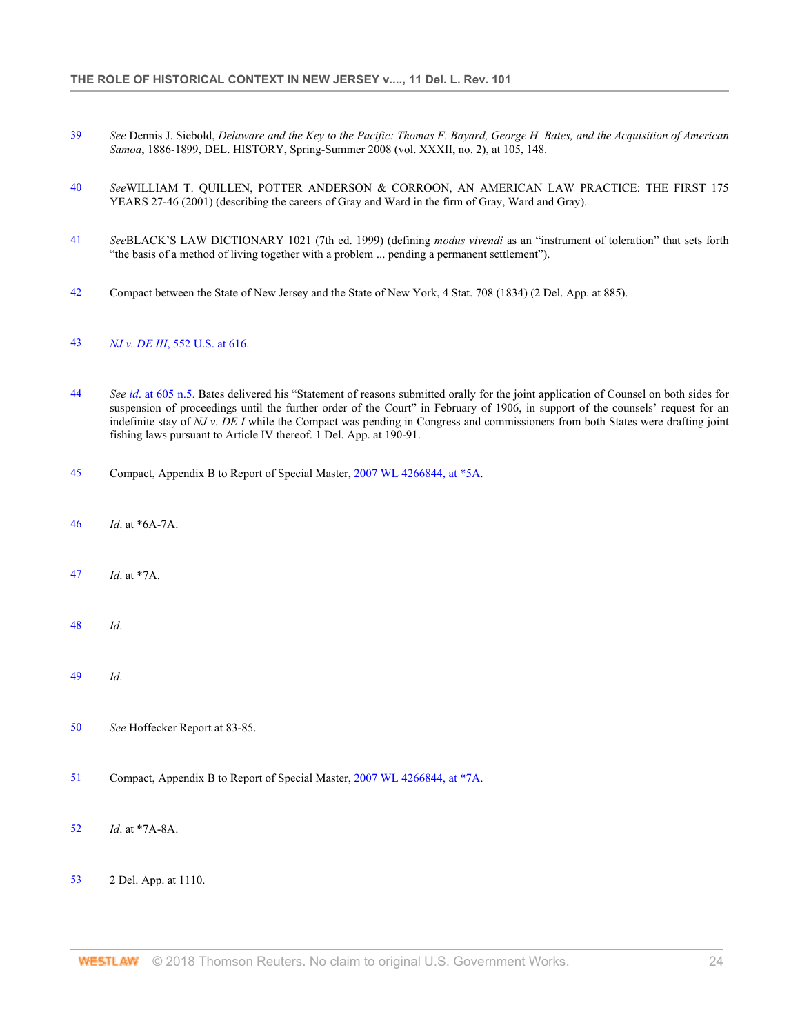39 *See* Dennis J. Siebold, *Delaware and the Key to the Pacific: Thomas F. Bayard, George H. Bates, and the Acquisition of American Samoa*, 1886-1899, DEL. HISTORY, Spring-Summer 2008 (vol. XXXII, no. 2), at 105, 148.

40 *See*WILLIAM T. QUILLEN, POTTER ANDERSON & CORROON, AN AMERICAN LAW PRACTICE: THE FIRST 175 YEARS 27-46 (2001) (describing the careers of Gray and Ward in the firm of Gray, Ward and Gray).

41 *See*BLACK'S LAW DICTIONARY 1021 (7th ed. 1999) (defining *modus vivendi* as an "instrument of toleration" that sets forth "the basis of a method of living together with a problem ... pending a permanent settlement").

42 Compact between the State of New Jersey and the State of New York, 4 Stat. 708 (1834) (2 Del. App. at 885).

43 *NJ v. DE III*, 552 U.S. at 616.

44 *See id*. at 605 n.5. Bates delivered his "Statement of reasons submitted orally for the joint application of Counsel on both sides for suspension of proceedings until the further order of the Court" in February of 1906, in support of the counsels' request for an indefinite stay of *NJ v. DE I* while the Compact was pending in Congress and commissioners from both States were drafting joint fishing laws pursuant to Article IV thereof. 1 Del. App. at 190-91.

45 Compact, Appendix B to Report of Special Master, 2007 WL 4266844, at *5A.

46 *Id*. at *6A-7A.

47 *Id*. at *7A.

48 *Id*.

49 *Id*.

50 *See* Hoffecker Report at 83-85.

51 Compact, Appendix B to Report of Special Master, 2007 WL 4266844, at *7A.

52 *Id*. at *7A-8A.

53 2 Del. App. at 1110.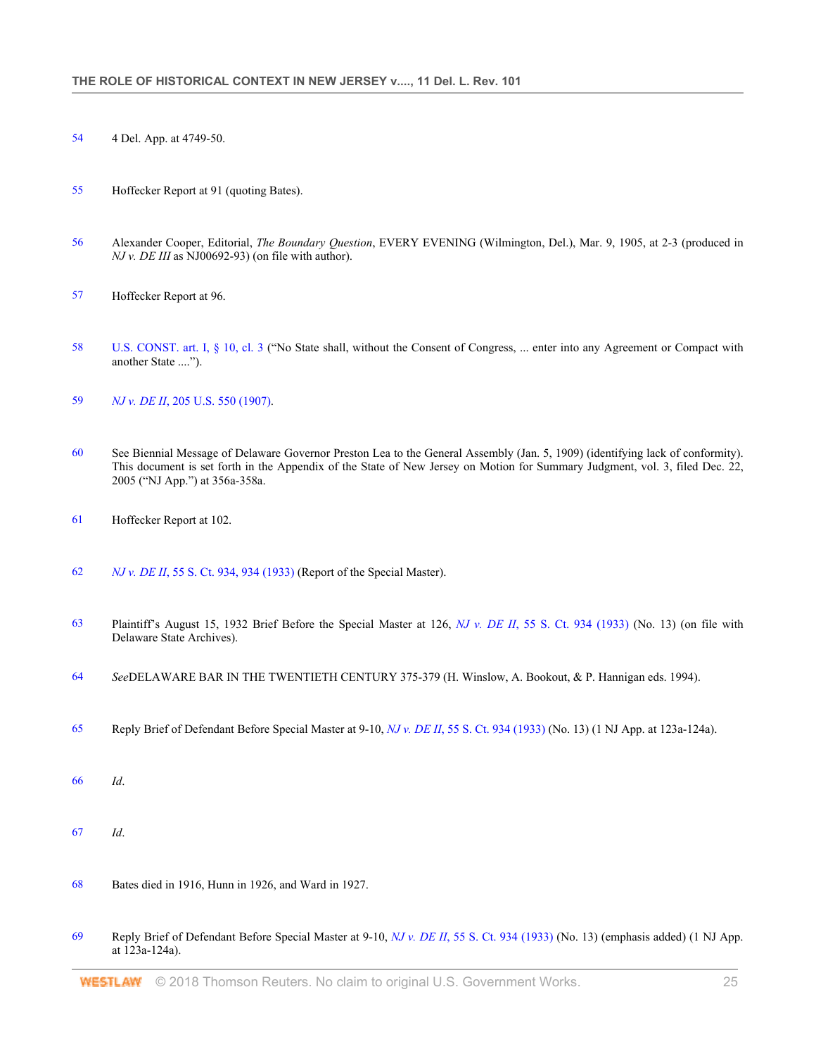54 4 Del. App. at 4749-50.

55 Hoffecker Report at 91 (quoting Bates).

56 Alexander Cooper, Editorial, *The Boundary Question*, EVERY EVENING (Wilmington, Del.), Mar. 9, 1905, at 2-3 (produced in *NJ v. DE III* as NJ00692-93) (on file with author).

57 Hoffecker Report at 96.

58 U.S. CONST. art. I, § 10, cl. 3 ("No State shall, without the Consent of Congress, ... enter into any Agreement or Compact with another State ....").

59 *NJ v. DE II*, 205 U.S. 550 (1907).

60 See Biennial Message of Delaware Governor Preston Lea to the General Assembly (Jan. 5, 1909) (identifying lack of conformity). This document is set forth in the Appendix of the State of New Jersey on Motion for Summary Judgment, vol. 3, filed Dec. 22, 2005 ("NJ App.") at 356a-358a.

61 Hoffecker Report at 102.

62 *NJ v. DE II*, 55 S. Ct. 934, 934 (1933) (Report of the Special Master).

63 Plaintiff's August 15, 1932 Brief Before the Special Master at 126, *NJ v. DE II*, 55 S. Ct. 934 (1933) (No. 13) (on file with Delaware State Archives).

64 *See*DELAWARE BAR IN THE TWENTIETH CENTURY 375-379 (H. Winslow, A. Bookout, & P. Hannigan eds. 1994).

65 Reply Brief of Defendant Before Special Master at 9-10, *NJ v. DE II*, 55 S. Ct. 934 (1933) (No. 13) (1 NJ App. at 123a-124a).

66 *Id*.

67 *Id*.

68 Bates died in 1916, Hunn in 1926, and Ward in 1927.

69 Reply Brief of Defendant Before Special Master at 9-10, *NJ v. DE II*, 55 S. Ct. 934 (1933) (No. 13) (emphasis added) (1 NJ App. at 123a-124a).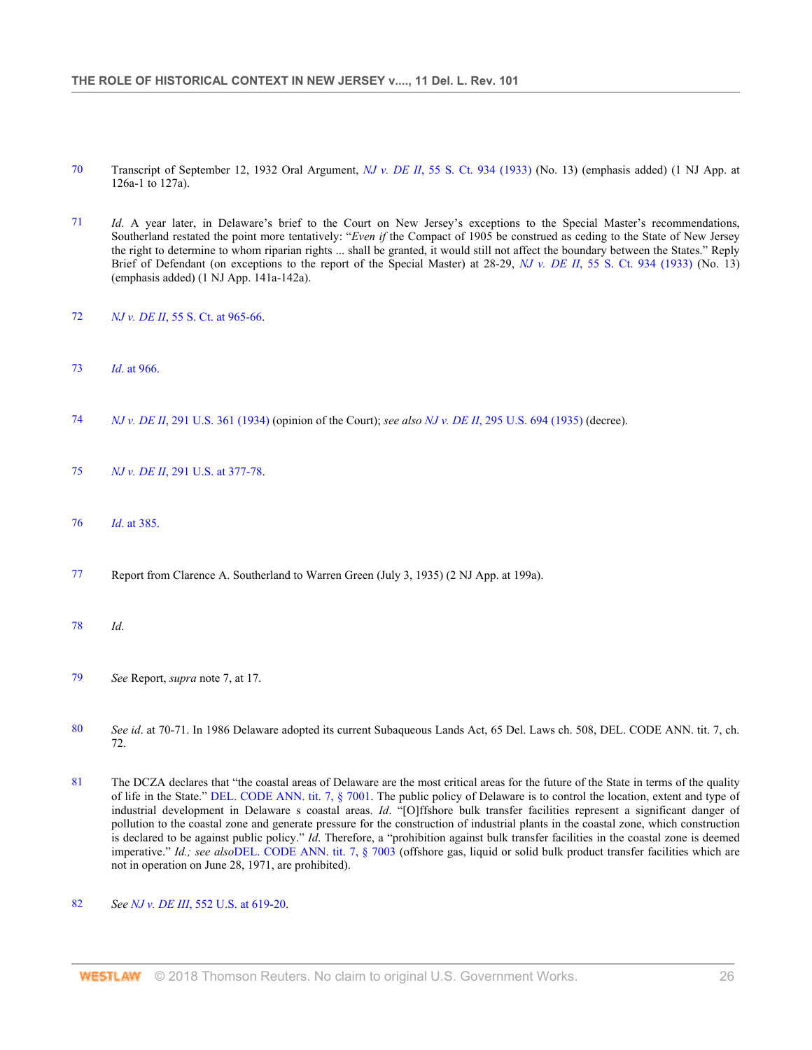70 Transcript of September 12, 1932 Oral Argument, *NJ v. DE II*, 55 S. Ct. 934 (1933) (No. 13) (emphasis added) (1 NJ App. at 126a-1 to 127a).

71 *Id*. A year later, in Delaware's brief to the Court on New Jersey's exceptions to the Special Master's recommendations, Southerland restated the point more tentatively: "*Even if* the Compact of 1905 be construed as ceding to the State of New Jersey the right to determine to whom riparian rights ... shall be granted, it would still not affect the boundary between the States." Reply Brief of Defendant (on exceptions to the report of the Special Master) at 28-29, *NJ v. DE II*, 55 S. Ct. 934 (1933) (No. 13) (emphasis added) (1 NJ App. 141a-142a).

72 *NJ v. DE II*, 55 S. Ct. at 965-66.

73 *Id*. at 966.

74 *NJ v. DE II*, 291 U.S. 361 (1934) (opinion of the Court); *see also NJ v. DE II*, 295 U.S. 694 (1935) (decree).

75 *NJ v. DE II*, 291 U.S. at 377-78.

76 *Id*. at 385.

77 Report from Clarence A. Southerland to Warren Green (July 3, 1935) (2 NJ App. at 199a).

78 *Id*.

79 *See* Report, *supra* note 7, at 17.

80 *See id*. at 70-71. In 1986 Delaware adopted its current Subaqueous Lands Act, 65 Del. Laws ch. 508, DEL. CODE ANN. tit. 7, ch. 72.

81 The DCZA declares that "the coastal areas of Delaware are the most critical areas for the future of the State in terms of the quality of life in the State." DEL. CODE ANN. tit. 7, § 7001. The public policy of Delaware is to control the location, extent and type of industrial development in Delaware s coastal areas. *Id*. "[O]ffshore bulk transfer facilities represent a significant danger of pollution to the coastal zone and generate pressure for the construction of industrial plants in the coastal zone, which construction is declared to be against public policy." *Id*. Therefore, a "prohibition against bulk transfer facilities in the coastal zone is deemed imperative." *Id.; see also*DEL. CODE ANN. tit. 7, § 7003 (offshore gas, liquid or solid bulk product transfer facilities which are not in operation on June 28, 1971, are prohibited).

82 *See NJ v. DE III*, 552 U.S. at 619-20.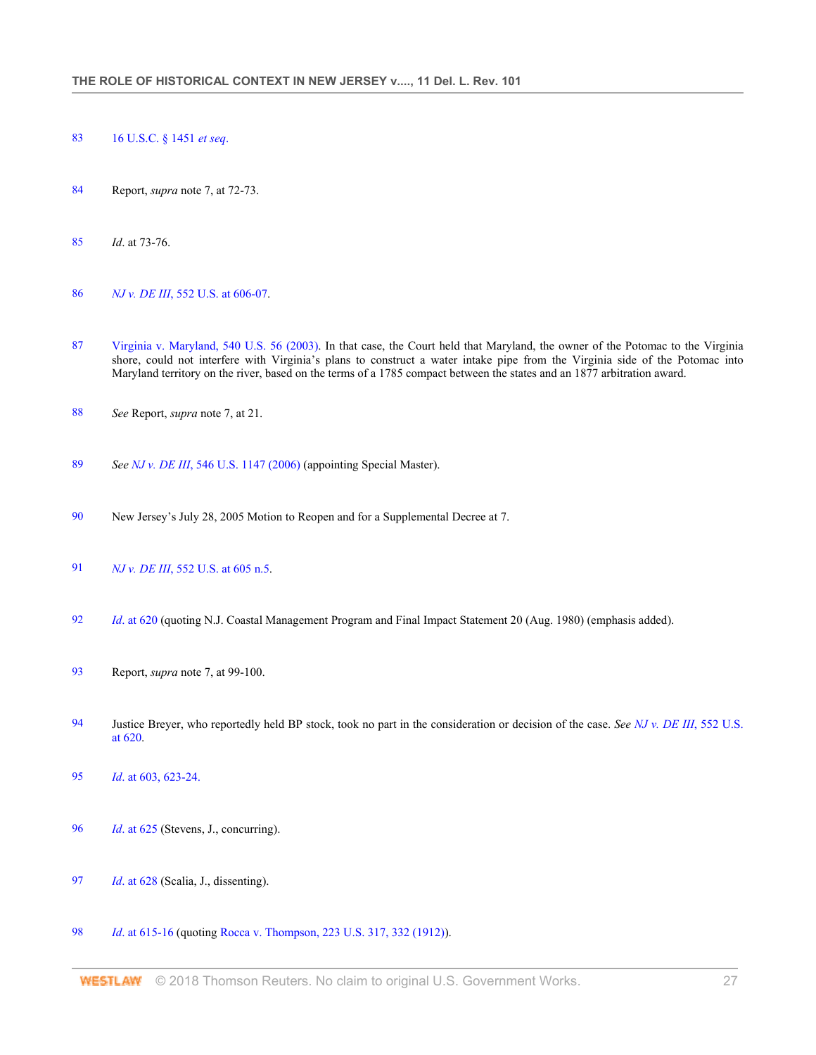83 16 U.S.C. § 1451 *et seq*.

84 Report, *supra* note 7, at 72-73.

85 *Id*. at 73-76.

86 *NJ v. DE III*, 552 U.S. at 606-07.

87 Virginia v. Maryland, 540 U.S. 56 (2003). In that case, the Court held that Maryland, the owner of the Potomac to the Virginia shore, could not interfere with Virginia's plans to construct a water intake pipe from the Virginia side of the Potomac into Maryland territory on the river, based on the terms of a 1785 compact between the states and an 1877 arbitration award.

88 *See* Report, *supra* note 7, at 21.

89 *See NJ v. DE III*, 546 U.S. 1147 (2006) (appointing Special Master).

90 New Jersey's July 28, 2005 Motion to Reopen and for a Supplemental Decree at 7.

91 *NJ v. DE III*, 552 U.S. at 605 n.5.

92 *Id*. at 620 (quoting N.J. Coastal Management Program and Final Impact Statement 20 (Aug. 1980) (emphasis added).

93 Report, *supra* note 7, at 99-100.

94 Justice Breyer, who reportedly held BP stock, took no part in the consideration or decision of the case. *See NJ v. DE III*, 552 U.S. at 620.

95 *Id*. at 603, 623-24.

96 *Id*. at 625 (Stevens, J., concurring).

97 *Id*. at 628 (Scalia, J., dissenting).

98 *Id*. at 615-16 (quoting Rocca v. Thompson, 223 U.S. 317, 332 (1912)).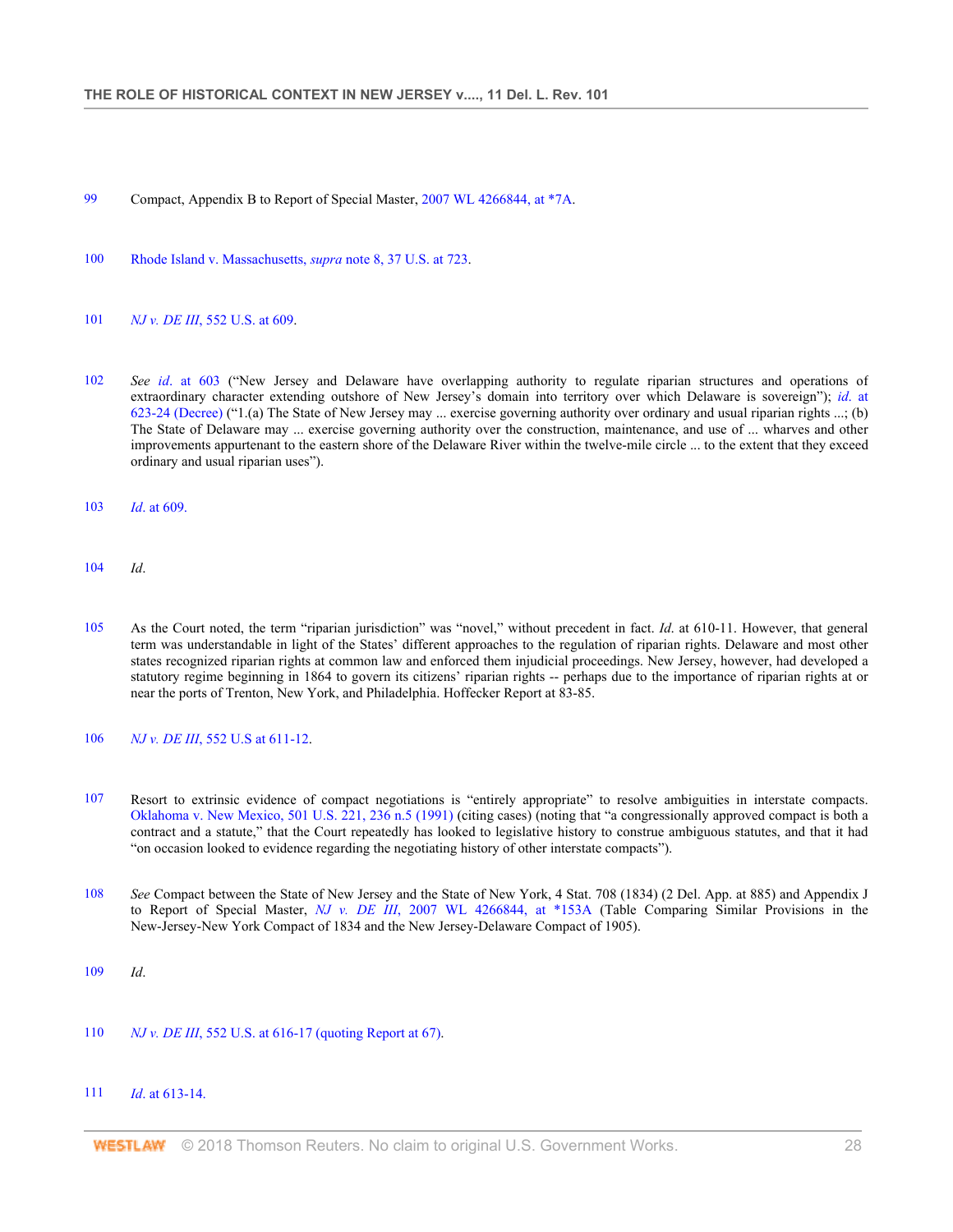99 Compact, Appendix B to Report of Special Master, 2007 WL 4266844, at *7A.

100 Rhode Island v. Massachusetts, *supra* note 8, 37 U.S. at 723.

101 *NJ v. DE III*, 552 U.S. at 609.

102 *See id*. at 603 ("New Jersey and Delaware have overlapping authority to regulate riparian structures and operations of extraordinary character extending outshore of New Jersey's domain into territory over which Delaware is sovereign"); *id*. at 623-24 (Decree) ("1.(a) The State of New Jersey may ... exercise governing authority over ordinary and usual riparian rights ...; (b) The State of Delaware may ... exercise governing authority over the construction, maintenance, and use of ... wharves and other improvements appurtenant to the eastern shore of the Delaware River within the twelve-mile circle ... to the extent that they exceed ordinary and usual riparian uses").

103 *Id*. at 609.

104 *Id*.

105 As the Court noted, the term "riparian jurisdiction" was "novel," without precedent in fact. *Id.* at 610-11. However, that general term was understandable in light of the States' different approaches to the regulation of riparian rights. Delaware and most other states recognized riparian rights at common law and enforced them injudicial proceedings. New Jersey, however, had developed a statutory regime beginning in 1864 to govern its citizens' riparian rights -- perhaps due to the importance of riparian rights at or near the ports of Trenton, New York, and Philadelphia. Hoffecker Report at 83-85.

106 *NJ v. DE III*, 552 U.S at 611-12.

107 Resort to extrinsic evidence of compact negotiations is "entirely appropriate" to resolve ambiguities in interstate compacts. Oklahoma v. New Mexico, 501 U.S. 221, 236 n.5 (1991) (citing cases) (noting that "a congressionally approved compact is both a contract and a statute," that the Court repeatedly has looked to legislative history to construe ambiguous statutes, and that it had "on occasion looked to evidence regarding the negotiating history of other interstate compacts").

108 *See* Compact between the State of New Jersey and the State of New York, 4 Stat. 708 (1834) (2 Del. App. at 885) and Appendix J to Report of Special Master, *NJ v. DE III*, 2007 WL 4266844, at *153A (Table Comparing Similar Provisions in the New-Jersey-New York Compact of 1834 and the New Jersey-Delaware Compact of 1905).

109 *Id*.

110 *NJ v. DE III*, 552 U.S. at 616-17 (quoting Report at 67).

111 *Id*. at 613-14.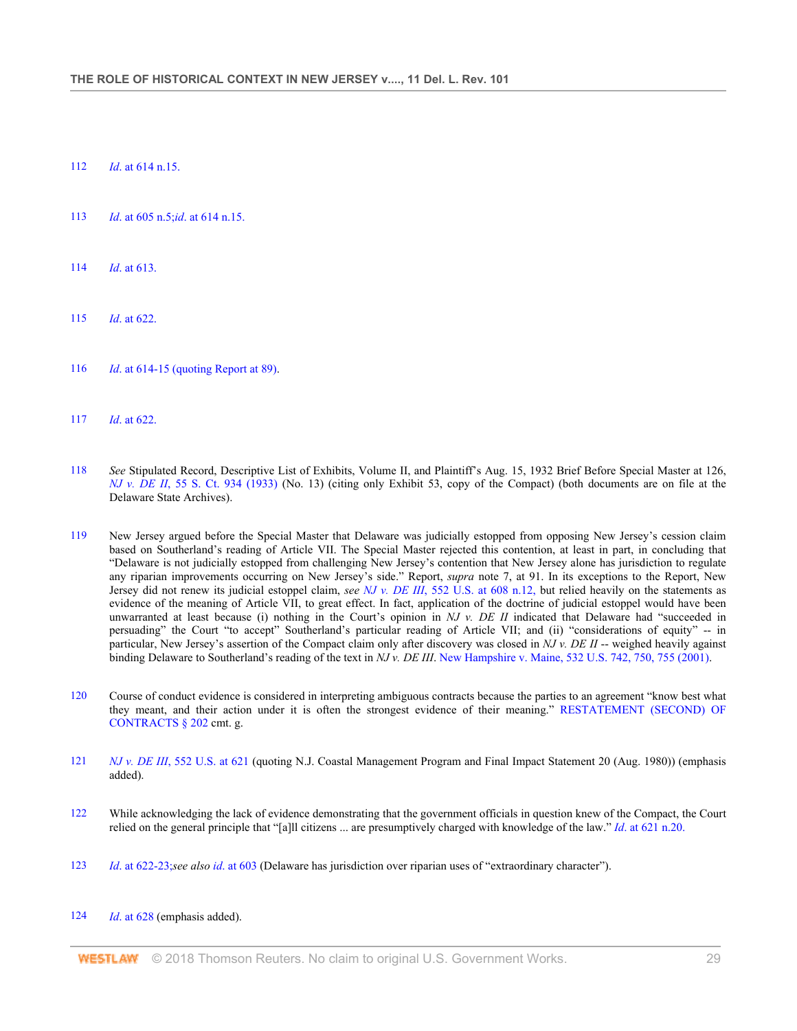112 *Id*. at 614 n.15.

113 *Id*. at 605 n.5;*id*. at 614 n.15.

114 *Id*. at 613.

115 *Id*. at 622.

116 *Id*. at 614-15 (quoting Report at 89).

117 *Id*. at 622.

118 *See* Stipulated Record, Descriptive List of Exhibits, Volume II, and Plaintiff's Aug. 15, 1932 Brief Before Special Master at 126, *NJ v. DE II*, 55 S. Ct. 934 (1933) (No. 13) (citing only Exhibit 53, copy of the Compact) (both documents are on file at the Delaware State Archives).

119 New Jersey argued before the Special Master that Delaware was judicially estopped from opposing New Jersey's cession claim based on Southerland's reading of Article VII. The Special Master rejected this contention, at least in part, in concluding that "Delaware is not judicially estopped from challenging New Jersey's contention that New Jersey alone has jurisdiction to regulate any riparian improvements occurring on New Jersey's side." Report, *supra* note 7, at 91. In its exceptions to the Report, New Jersey did not renew its judicial estoppel claim, *see NJ v. DE III*, 552 U.S. at 608 n.12, but relied heavily on the statements as evidence of the meaning of Article VII, to great effect. In fact, application of the doctrine of judicial estoppel would have been unwarranted at least because (i) nothing in the Court's opinion in *NJ v. DE II* indicated that Delaware had "succeeded in persuading" the Court "to accept" Southerland's particular reading of Article VII; and (ii) "considerations of equity" -- in particular, New Jersey's assertion of the Compact claim only after discovery was closed in *NJ v. DE II* -- weighed heavily against binding Delaware to Southerland's reading of the text in *NJ v. DE III*. New Hampshire v. Maine, 532 U.S. 742, 750, 755 (2001).

120 Course of conduct evidence is considered in interpreting ambiguous contracts because the parties to an agreement "know best what they meant, and their action under it is often the strongest evidence of their meaning." RESTATEMENT (SECOND) OF CONTRACTS § 202 cmt. g.

121 *NJ v. DE III*, 552 U.S. at 621 (quoting N.J. Coastal Management Program and Final Impact Statement 20 (Aug. 1980)) (emphasis added).

122 While acknowledging the lack of evidence demonstrating that the government officials in question knew of the Compact, the Court relied on the general principle that "[a]ll citizens ... are presumptively charged with knowledge of the law." *Id*. at 621 n.20.

123 *Id*. at 622-23;*see also id*. at 603 (Delaware has jurisdiction over riparian uses of "extraordinary character").

124 *Id*. at 628 (emphasis added).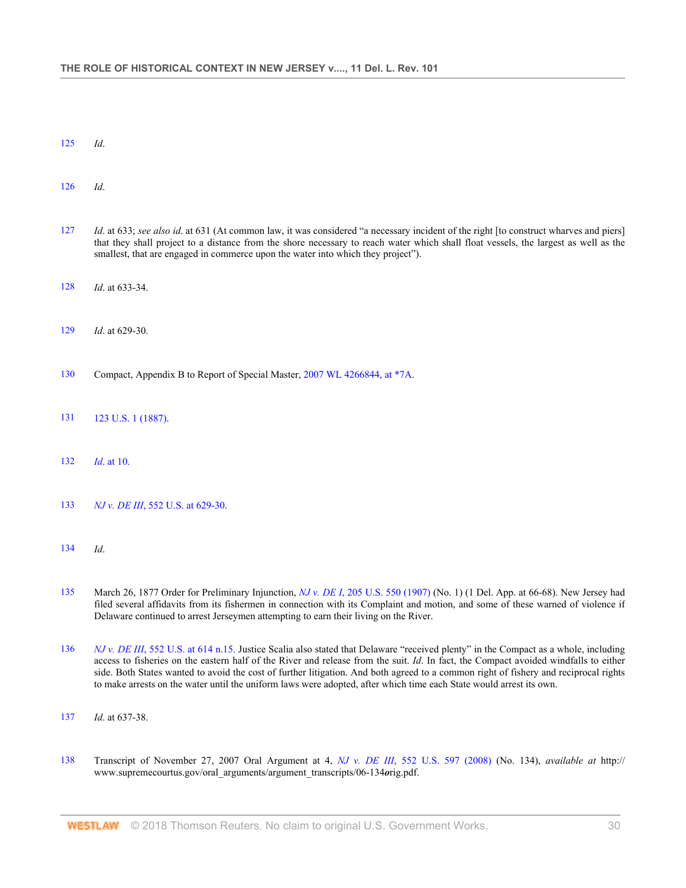125 *Id*.

126 *Id*.

127 *Id*. at 633; *see also id*. at 631 (At common law, it was considered "a necessary incident of the right [to construct wharves and piers] that they shall project to a distance from the shore necessary to reach water which shall float vessels, the largest as well as the smallest, that are engaged in commerce upon the water into which they project").

128 *Id*. at 633-34.

129 *Id*. at 629-30.

130 Compact, Appendix B to Report of Special Master, 2007 WL 4266844, at *7A.

131 123 U.S. 1 (1887).

132 *Id*. at 10.

133 *NJ v. DE III*, 552 U.S. at 629-30.

134 *Id*.

135 March 26, 1877 Order for Preliminary Injunction, *NJ v. DE I*, 205 U.S. 550 (1907) (No. 1) (1 Del. App. at 66-68). New Jersey had filed several affidavits from its fishermen in connection with its Complaint and motion, and some of these warned of violence if Delaware continued to arrest Jerseymen attempting to earn their living on the River.

136 *NJ v. DE III*, 552 U.S. at 614 n.15. Justice Scalia also stated that Delaware "received plenty" in the Compact as a whole, including access to fisheries on the eastern half of the River and release from the suit. *Id*. In fact, the Compact avoided windfalls to either side. Both States wanted to avoid the cost of further litigation. And both agreed to a common right of fishery and reciprocal rights to make arrests on the water until the uniform laws were adopted, after which time each State would arrest its own.

137 *Id*. at 637-38.

138 Transcript of November 27, 2007 Oral Argument at 4, *NJ v. DE III*, 552 U.S. 597 (2008) (No. 134), *available at* http://www.supremecourtus.gov/oral_arguments/argument_transcripts/06-134***o***rig.pdf.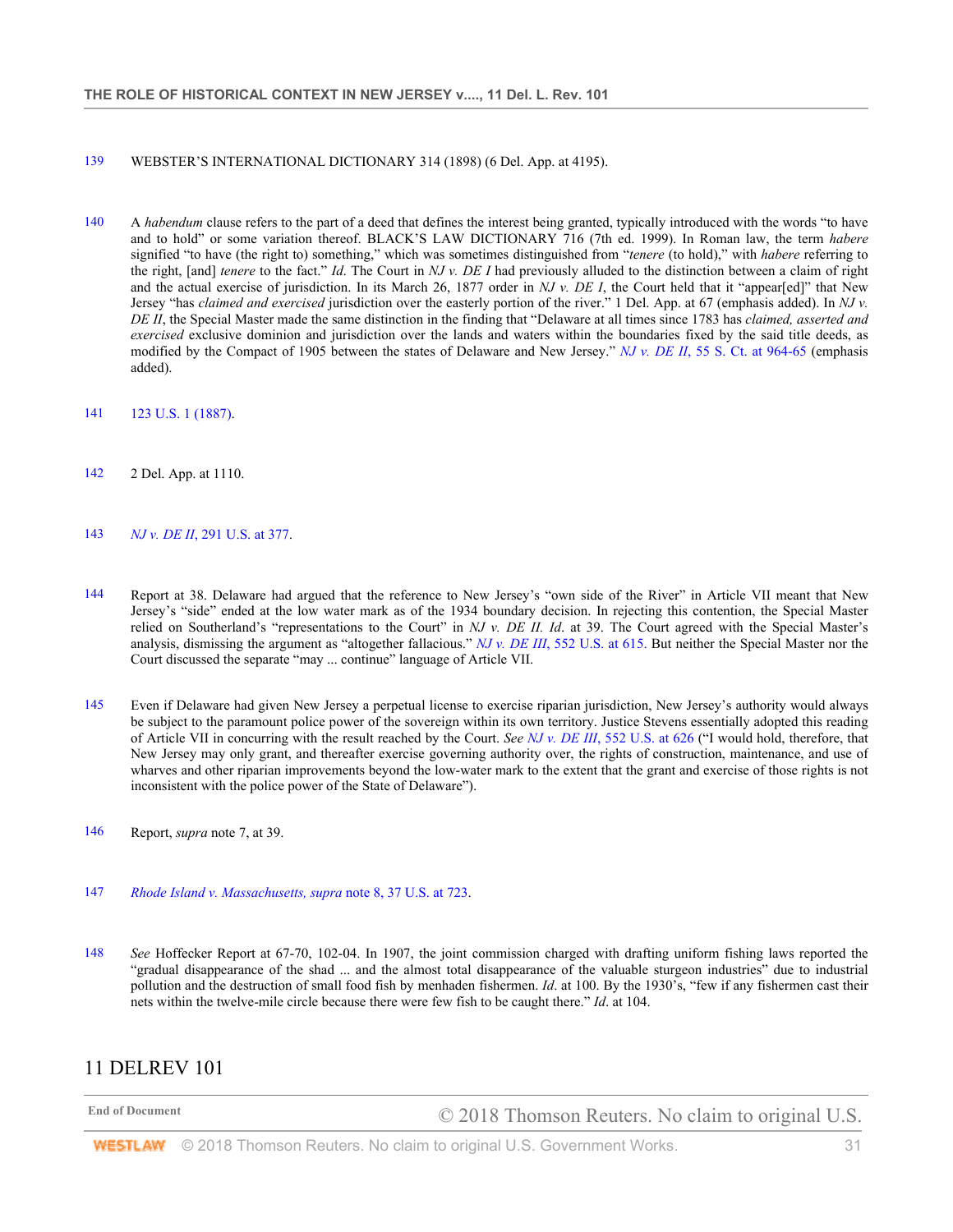139 WEBSTER'S INTERNATIONAL DICTIONARY 314 (1898) (6 Del. App. at 4195).

140 A *habendum* clause refers to the part of a deed that defines the interest being granted, typically introduced with the words "to have and to hold" or some variation thereof. BLACK'S LAW DICTIONARY 716 (7th ed. 1999). In Roman law, the term *habere* signified "to have (the right to) something," which was sometimes distinguished from "*tenere* (to hold)," with *habere* referring to the right, [and] *tenere* to the fact." *Id*. The Court in *NJ v. DE I* had previously alluded to the distinction between a claim of right and the actual exercise of jurisdiction. In its March 26, 1877 order in *NJ v. DE I*, the Court held that it "appear[ed]" that New Jersey "has *claimed and exercised* jurisdiction over the easterly portion of the river." 1 Del. App. at 67 (emphasis added). In *NJ v. DE II*, the Special Master made the same distinction in the finding that "Delaware at all times since 1783 has *claimed, asserted and exercised* exclusive dominion and jurisdiction over the lands and waters within the boundaries fixed by the said title deeds, as modified by the Compact of 1905 between the states of Delaware and New Jersey." *NJ v. DE II*, 55 S. Ct. at 964-65 (emphasis added).

141 123 U.S. 1 (1887).

142 2 Del. App. at 1110.

143 *NJ v. DE II*, 291 U.S. at 377.

144 Report at 38. Delaware had argued that the reference to New Jersey's "own side of the River" in Article VII meant that New Jersey's "side" ended at the low water mark as of the 1934 boundary decision. In rejecting this contention, the Special Master relied on Southerland's "representations to the Court" in *NJ v. DE II*. *Id*. at 39. The Court agreed with the Special Master's analysis, dismissing the argument as "altogether fallacious." *NJ v. DE III*, 552 U.S. at 615. But neither the Special Master nor the Court discussed the separate "may ... continue" language of Article VII.

145 Even if Delaware had given New Jersey a perpetual license to exercise riparian jurisdiction, New Jersey's authority would always be subject to the paramount police power of the sovereign within its own territory. Justice Stevens essentially adopted this reading of Article VII in concurring with the result reached by the Court. *See NJ v. DE III*, 552 U.S. at 626 ("I would hold, therefore, that New Jersey may only grant, and thereafter exercise governing authority over, the rights of construction, maintenance, and use of wharves and other riparian improvements beyond the low-water mark to the extent that the grant and exercise of those rights is not inconsistent with the police power of the State of Delaware").

146 Report, *supra* note 7, at 39.

147 *Rhode Island v. Massachusetts, supra* note 8, 37 U.S. at 723.

148 *See* Hoffecker Report at 67-70, 102-04. In 1907, the joint commission charged with drafting uniform fishing laws reported the "gradual disappearance of the shad ... and the almost total disappearance of the valuable sturgeon industries" due to industrial pollution and the destruction of small food fish by menhaden fishermen. *Id*. at 100. By the 1930's, "few if any fishermen cast their nets within the twelve-mile circle because there were few fish to be caught there." *Id*. at 104.

11 DELREV 101

End of Document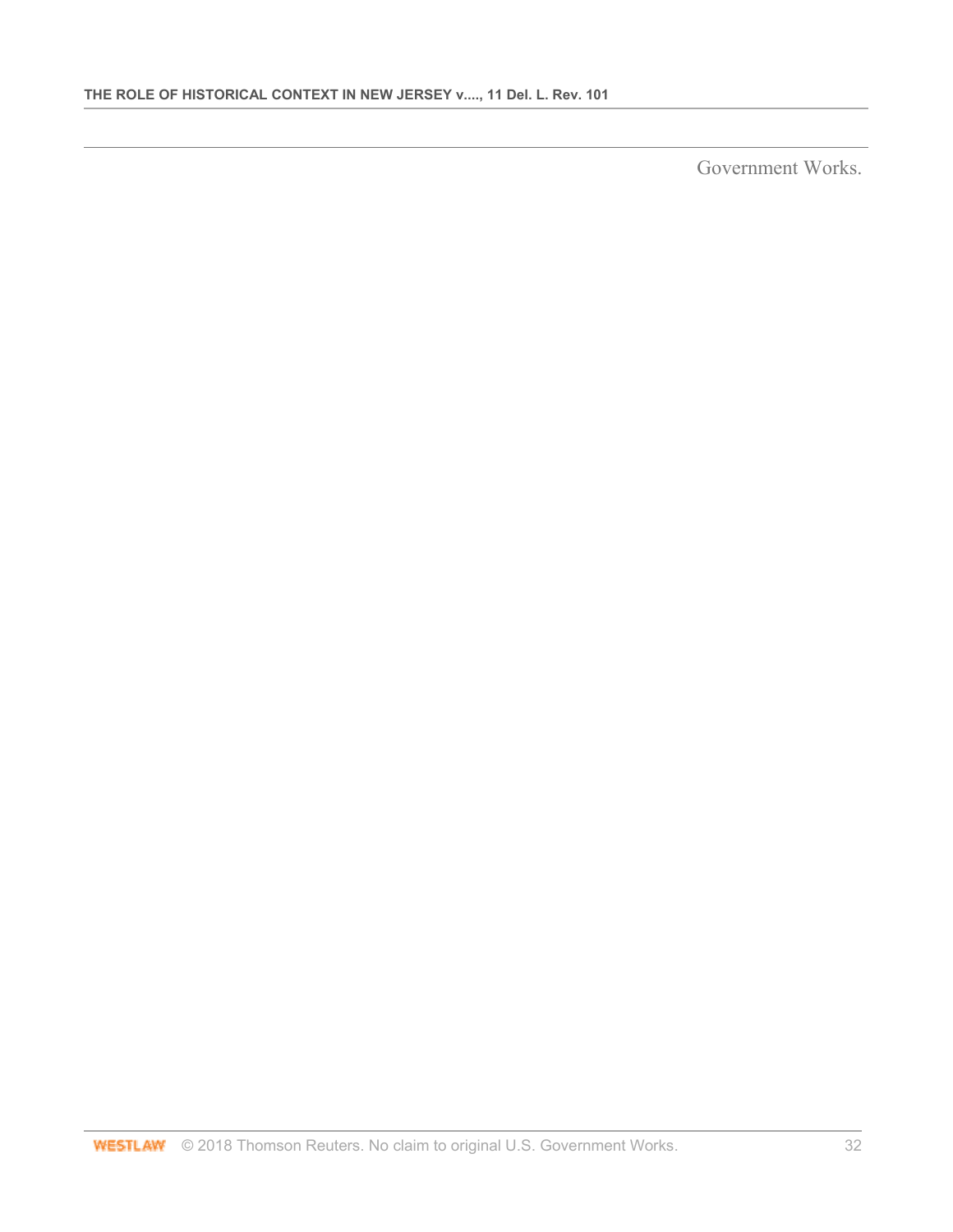Government Works.